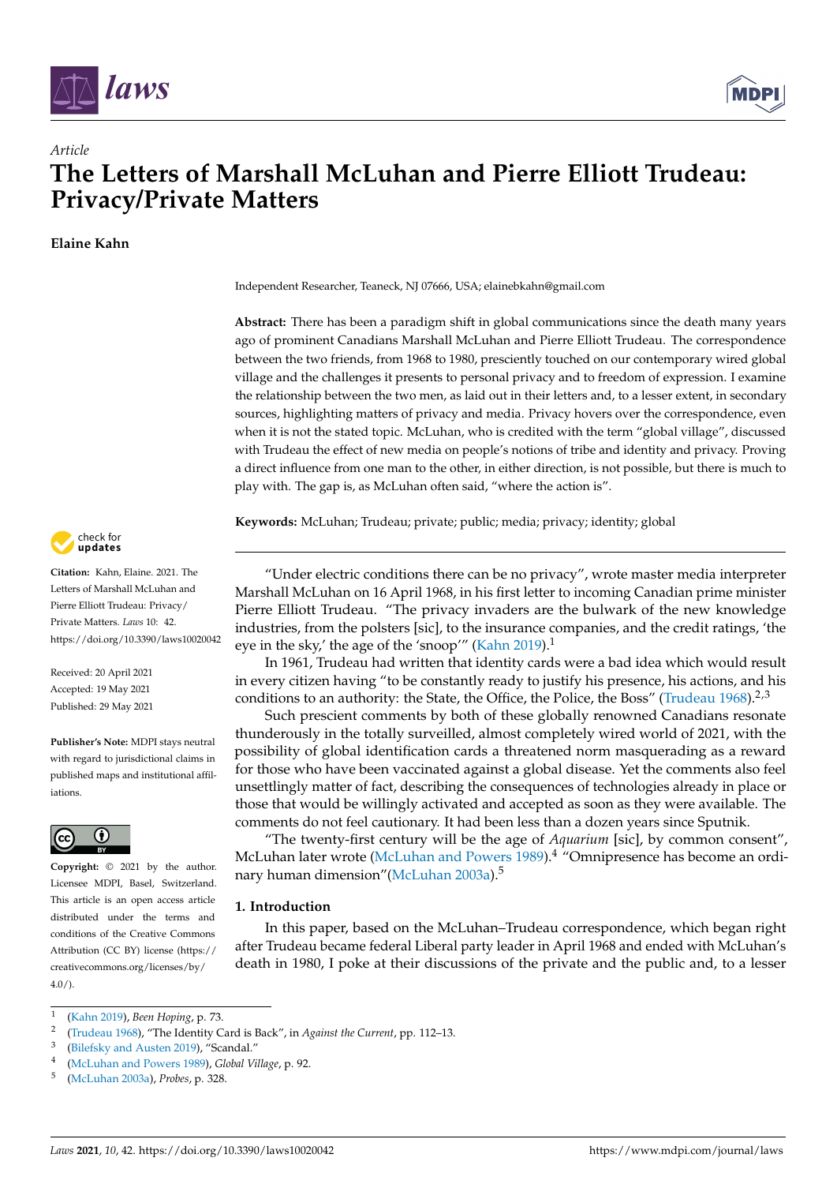*Article*

# The Letters of Marshall McLuhan and Pierre Elliott Trudeau: Privacy/Private Matters

**Elaine Kahn**

Independent Researcher, Teaneck, NJ 07666, USA; elainebkahn@gmail.com

**Abstract:** There has been a paradigm shift in global communications since the death many years ago of prominent Canadians Marshall McLuhan and Pierre Elliott Trudeau. The correspondence between the two friends, from 1968 to 1980, presciently touched on our contemporary wired global village and the challenges it presents to personal privacy and to freedom of expression. I examine the relationship between the two men, as laid out in their letters and, to a lesser extent, in secondary sources, highlighting matters of privacy and media. Privacy hovers over the correspondence, even when it is not the stated topic. McLuhan, who is credited with the term "global village", discussed with Trudeau the effect of new media on people's notions of tribe and identity and privacy. Proving a direct influence from one man to the other, in either direction, is not possible, but there is much to play with. The gap is, as McLuhan often said, "where the action is".

**Keywords:** McLuhan; Trudeau; private; public; media; privacy; identity; global

**Citation:** Kahn, Elaine. 2021. The Letters of Marshall McLuhan and Pierre Elliott Trudeau: Privacy/Private Matters. *Laws* 10: 42. https://doi.org/10.3390/laws10020042

Received: 20 April 2021
Accepted: 19 May 2021
Published: 29 May 2021

**Publisher's Note:** MDPI stays neutral with regard to jurisdictional claims in published maps and institutional affiliations.

**Copyright:** © 2021 by the author. Licensee MDPI, Basel, Switzerland. This article is an open access article distributed under the terms and conditions of the Creative Commons Attribution (CC BY) license (https://creativecommons.org/licenses/by/4.0/).

"Under electric conditions there can be no privacy", wrote master media interpreter Marshall McLuhan on 16 April 1968, in his first letter to incoming Canadian prime minister Pierre Elliott Trudeau. "The privacy invaders are the bulwark of the new knowledge industries, from the polsters [sic], to the insurance companies, and the credit ratings, 'the eye in the sky,' the age of the 'snoop'" (Kahn 2019).[1]

In 1961, Trudeau had written that identity cards were a bad idea which would result in every citizen having "to be constantly ready to justify his presence, his actions, and his conditions to an authority: the State, the Office, the Police, the Boss" (Trudeau 1968).[2,3]

Such prescient comments by both of these globally renowned Canadians resonate thunderously in the totally surveilled, almost completely wired world of 2021, with the possibility of global identification cards a threatened norm masquerading as a reward for those who have been vaccinated against a global disease. Yet the comments also feel unsettlingly matter of fact, describing the consequences of technologies already in place or those that would be willingly activated and accepted as soon as they were available. The comments do not feel cautionary. It had been less than a dozen years since Sputnik.

"The twenty-first century will be the age of *Aquarium* [sic], by common consent", McLuhan later wrote (McLuhan and Powers 1989).[4] "Omnipresence has become an ordinary human dimension"(McLuhan 2003a).[5]

## 1. Introduction

In this paper, based on the McLuhan–Trudeau correspondence, which began right after Trudeau became federal Liberal party leader in April 1968 and ended with McLuhan's death in 1980, I poke at their discussions of the private and the public and, to a lesser

---

[1] (Kahn 2019), *Been Hoping*, p. 73.
[2] (Trudeau 1968), "The Identity Card is Back", in *Against the Current*, pp. 112–13.
[3] (Bilefsky and Austen 2019), "Scandal."
[4] (McLuhan and Powers 1989), *Global Village*, p. 92.
[5] (McLuhan 2003a), *Probes*, p. 328.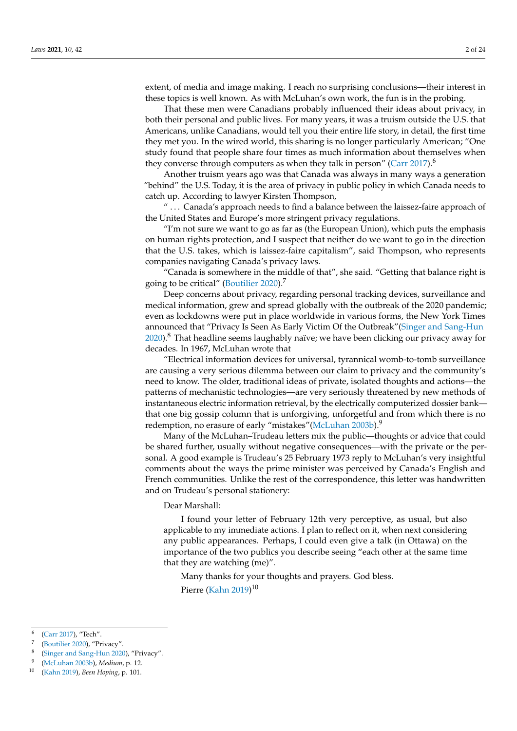extent, of media and image making. I reach no surprising conclusions—their interest in these topics is well known. As with McLuhan's own work, the fun is in the probing.

That these men were Canadians probably influenced their ideas about privacy, in both their personal and public lives. For many years, it was a truism outside the U.S. that Americans, unlike Canadians, would tell you their entire life story, in detail, the first time they met you. In the wired world, this sharing is no longer particularly American; "One study found that people share four times as much information about themselves when they converse through computers as when they talk in person" (Carr 2017).[6]

Another truism years ago was that Canada was always in many ways a generation "behind" the U.S. Today, it is the area of privacy in public policy in which Canada needs to catch up. According to lawyer Kirsten Thompson,

" … Canada's approach needs to find a balance between the laissez-faire approach of the United States and Europe's more stringent privacy regulations.

"I'm not sure we want to go as far as (the European Union), which puts the emphasis on human rights protection, and I suspect that neither do we want to go in the direction that the U.S. takes, which is laissez-faire capitalism", said Thompson, who represents companies navigating Canada's privacy laws.

"Canada is somewhere in the middle of that", she said. "Getting that balance right is going to be critical" (Boutilier 2020).[7]

Deep concerns about privacy, regarding personal tracking devices, surveillance and medical information, grew and spread globally with the outbreak of the 2020 pandemic; even as lockdowns were put in place worldwide in various forms, the New York Times announced that "Privacy Is Seen As Early Victim Of the Outbreak"(Singer and Sang-Hun 2020).[8] That headline seems laughably naïve; we have been clicking our privacy away for decades. In 1967, McLuhan wrote that

"Electrical information devices for universal, tyrannical womb-to-tomb surveillance are causing a very serious dilemma between our claim to privacy and the community's need to know. The older, traditional ideas of private, isolated thoughts and actions—the patterns of mechanistic technologies—are very seriously threatened by new methods of instantaneous electric information retrieval, by the electrically computerized dossier bank—that one big gossip column that is unforgiving, unforgetful and from which there is no redemption, no erasure of early "mistakes"(McLuhan 2003b).[9]

Many of the McLuhan–Trudeau letters mix the public—thoughts or advice that could be shared further, usually without negative consequences—with the private or the personal. A good example is Trudeau's 25 February 1973 reply to McLuhan's very insightful comments about the ways the prime minister was perceived by Canada's English and French communities. Unlike the rest of the correspondence, this letter was handwritten and on Trudeau's personal stationery:

> Dear Marshall:
>
> I found your letter of February 12th very perceptive, as usual, but also applicable to my immediate actions. I plan to reflect on it, when next considering any public appearances. Perhaps, I could even give a talk (in Ottawa) on the importance of the two publics you describe seeing "each other at the same time that they are watching (me)".
>
> Many thanks for your thoughts and prayers. God bless.
>
> Pierre (Kahn 2019)[10]

---

[6] (Carr 2017), "Tech".

[7] (Boutilier 2020), "Privacy".

[8] (Singer and Sang-Hun 2020), "Privacy".

[9] (McLuhan 2003b), *Medium*, p. 12.

[10] (Kahn 2019), *Been Hoping*, p. 101.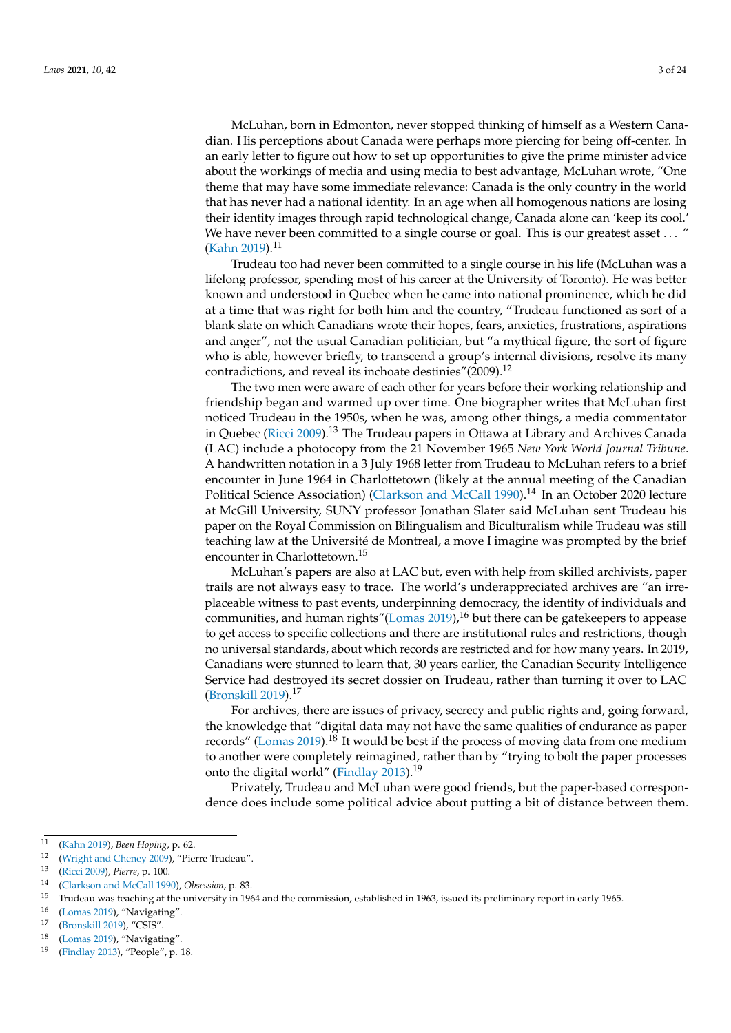McLuhan, born in Edmonton, never stopped thinking of himself as a Western Canadian. His perceptions about Canada were perhaps more piercing for being off-center. In an early letter to figure out how to set up opportunities to give the prime minister advice about the workings of media and using media to best advantage, McLuhan wrote, "One theme that may have some immediate relevance: Canada is the only country in the world that has never had a national identity. In an age when all homogenous nations are losing their identity images through rapid technological change, Canada alone can 'keep its cool.' We have never been committed to a single course or goal. This is our greatest asset . . . " (Kahn 2019).[11]

Trudeau too had never been committed to a single course in his life (McLuhan was a lifelong professor, spending most of his career at the University of Toronto). He was better known and understood in Quebec when he came into national prominence, which he did at a time that was right for both him and the country, "Trudeau functioned as sort of a blank slate on which Canadians wrote their hopes, fears, anxieties, frustrations, aspirations and anger", not the usual Canadian politician, but "a mythical figure, the sort of figure who is able, however briefly, to transcend a group's internal divisions, resolve its many contradictions, and reveal its inchoate destinies"(2009).[12]

The two men were aware of each other for years before their working relationship and friendship began and warmed up over time. One biographer writes that McLuhan first noticed Trudeau in the 1950s, when he was, among other things, a media commentator in Quebec (Ricci 2009).[13] The Trudeau papers in Ottawa at Library and Archives Canada (LAC) include a photocopy from the 21 November 1965 *New York World Journal Tribune*. A handwritten notation in a 3 July 1968 letter from Trudeau to McLuhan refers to a brief encounter in June 1964 in Charlottetown (likely at the annual meeting of the Canadian Political Science Association) (Clarkson and McCall 1990).[14] In an October 2020 lecture at McGill University, SUNY professor Jonathan Slater said McLuhan sent Trudeau his paper on the Royal Commission on Bilingualism and Biculturalism while Trudeau was still teaching law at the Université de Montreal, a move I imagine was prompted by the brief encounter in Charlottetown.[15]

McLuhan's papers are also at LAC but, even with help from skilled archivists, paper trails are not always easy to trace. The world's underappreciated archives are "an irreplaceable witness to past events, underpinning democracy, the identity of individuals and communities, and human rights"(Lomas 2019),[16] but there can be gatekeepers to appease to get access to specific collections and there are institutional rules and restrictions, though no universal standards, about which records are restricted and for how many years. In 2019, Canadians were stunned to learn that, 30 years earlier, the Canadian Security Intelligence Service had destroyed its secret dossier on Trudeau, rather than turning it over to LAC (Bronskill 2019).[17]

For archives, there are issues of privacy, secrecy and public rights and, going forward, the knowledge that "digital data may not have the same qualities of endurance as paper records" (Lomas 2019).[18] It would be best if the process of moving data from one medium to another were completely reimagined, rather than by "trying to bolt the paper processes onto the digital world" (Findlay 2013).[19]

Privately, Trudeau and McLuhan were good friends, but the paper-based correspondence does include some political advice about putting a bit of distance between them.

---

[11] (Kahn 2019), *Been Hoping*, p. 62.
[12] (Wright and Cheney 2009), "Pierre Trudeau".
[13] (Ricci 2009), *Pierre*, p. 100.
[14] (Clarkson and McCall 1990), *Obsession*, p. 83.
[15] Trudeau was teaching at the university in 1964 and the commission, established in 1963, issued its preliminary report in early 1965.
[16] (Lomas 2019), "Navigating".
[17] (Bronskill 2019), "CSIS".
[18] (Lomas 2019), "Navigating".
[19] (Findlay 2013), "People", p. 18.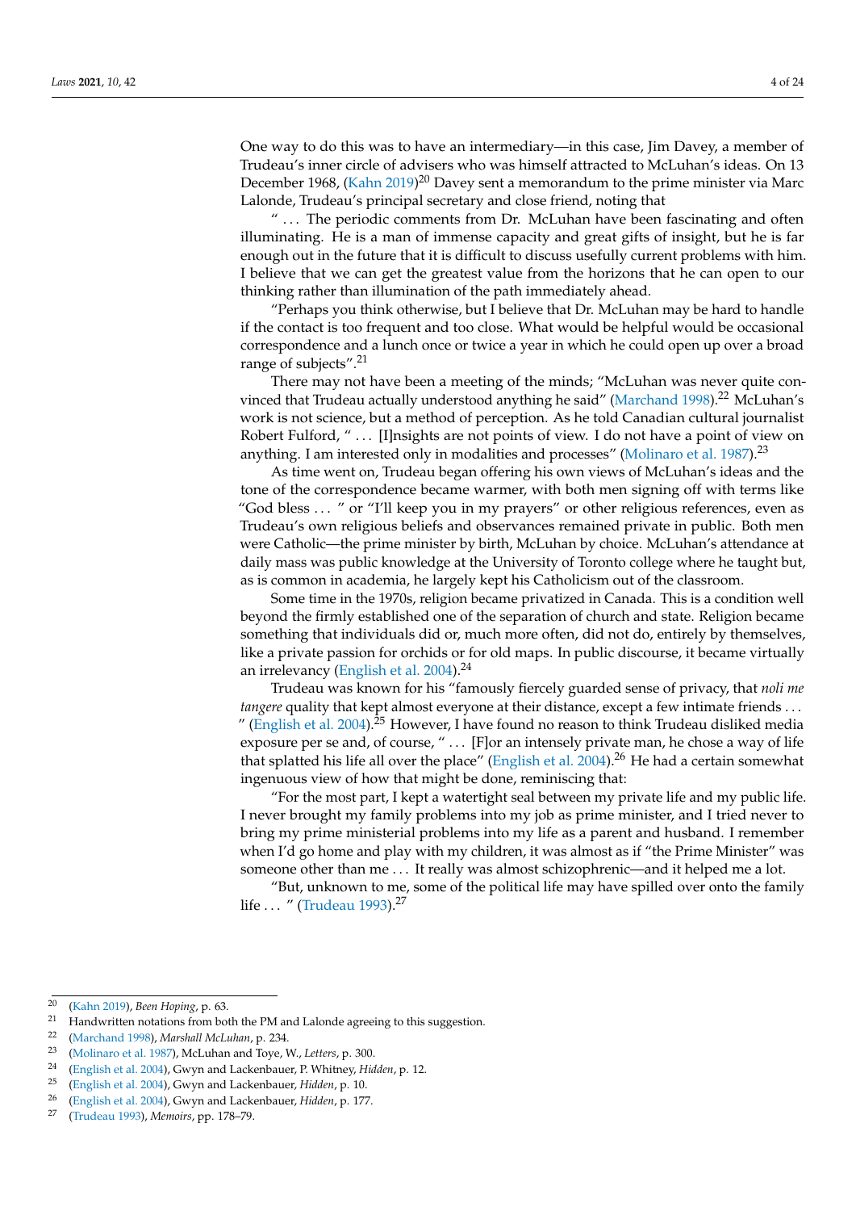One way to do this was to have an intermediary—in this case, Jim Davey, a member of Trudeau's inner circle of advisers who was himself attracted to McLuhan's ideas. On 13 December 1968, (Kahn 2019)[20] Davey sent a memorandum to the prime minister via Marc Lalonde, Trudeau's principal secretary and close friend, noting that

" ... The periodic comments from Dr. McLuhan have been fascinating and often illuminating. He is a man of immense capacity and great gifts of insight, but he is far enough out in the future that it is difficult to discuss usefully current problems with him. I believe that we can get the greatest value from the horizons that he can open to our thinking rather than illumination of the path immediately ahead.

"Perhaps you think otherwise, but I believe that Dr. McLuhan may be hard to handle if the contact is too frequent and too close. What would be helpful would be occasional correspondence and a lunch once or twice a year in which he could open up over a broad range of subjects".[21]

There may not have been a meeting of the minds; "McLuhan was never quite convinced that Trudeau actually understood anything he said" (Marchand 1998).[22] McLuhan's work is not science, but a method of perception. As he told Canadian cultural journalist Robert Fulford, " ... [I]nsights are not points of view. I do not have a point of view on anything. I am interested only in modalities and processes" (Molinaro et al. 1987).[23]

As time went on, Trudeau began offering his own views of McLuhan's ideas and the tone of the correspondence became warmer, with both men signing off with terms like "God bless ... " or "I'll keep you in my prayers" or other religious references, even as Trudeau's own religious beliefs and observances remained private in public. Both men were Catholic—the prime minister by birth, McLuhan by choice. McLuhan's attendance at daily mass was public knowledge at the University of Toronto college where he taught but, as is common in academia, he largely kept his Catholicism out of the classroom.

Some time in the 1970s, religion became privatized in Canada. This is a condition well beyond the firmly established one of the separation of church and state. Religion became something that individuals did or, much more often, did not do, entirely by themselves, like a private passion for orchids or for old maps. In public discourse, it became virtually an irrelevancy (English et al. 2004).[24]

Trudeau was known for his "famously fiercely guarded sense of privacy, that *noli me tangere* quality that kept almost everyone at their distance, except a few intimate friends ... " (English et al. 2004).[25] However, I have found no reason to think Trudeau disliked media exposure per se and, of course, " ... [F]or an intensely private man, he chose a way of life that splatted his life all over the place" (English et al. 2004).[26] He had a certain somewhat ingenuous view of how that might be done, reminiscing that:

"For the most part, I kept a watertight seal between my private life and my public life. I never brought my family problems into my job as prime minister, and I tried never to bring my prime ministerial problems into my life as a parent and husband. I remember when I'd go home and play with my children, it was almost as if "the Prime Minister" was someone other than me ... It really was almost schizophrenic—and it helped me a lot.

"But, unknown to me, some of the political life may have spilled over onto the family life ... " (Trudeau 1993).[27]

---

[20] (Kahn 2019), *Been Hoping*, p. 63.

[21] Handwritten notations from both the PM and Lalonde agreeing to this suggestion.

[22] (Marchand 1998), *Marshall McLuhan*, p. 234.

[23] (Molinaro et al. 1987), McLuhan and Toye, W., *Letters*, p. 300.

[24] (English et al. 2004), Gwyn and Lackenbauer, P. Whitney, *Hidden*, p. 12.

[25] (English et al. 2004), Gwyn and Lackenbauer, *Hidden*, p. 10.

[26] (English et al. 2004), Gwyn and Lackenbauer, *Hidden*, p. 177.

[27] (Trudeau 1993), *Memoirs*, pp. 178–79.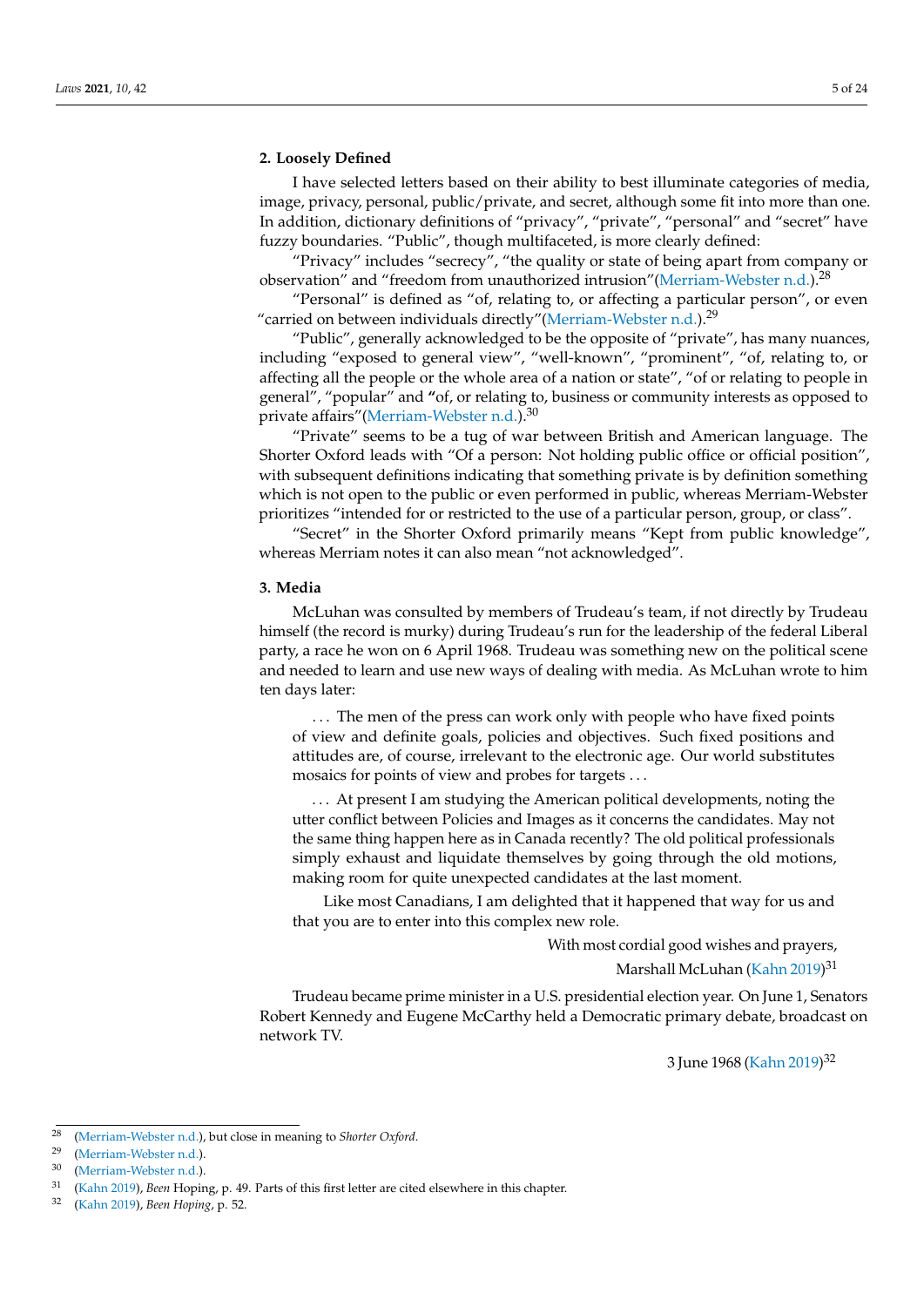## 2. Loosely Defined

I have selected letters based on their ability to best illuminate categories of media, image, privacy, personal, public/private, and secret, although some fit into more than one. In addition, dictionary definitions of "privacy", "private", "personal" and "secret" have fuzzy boundaries. "Public", though multifaceted, is more clearly defined:

"Privacy" includes "secrecy", "the quality or state of being apart from company or observation" and "freedom from unauthorized intrusion"(Merriam-Webster n.d.).[28]

"Personal" is defined as "of, relating to, or affecting a particular person", or even "carried on between individuals directly"(Merriam-Webster n.d.).[29]

"Public", generally acknowledged to be the opposite of "private", has many nuances, including "exposed to general view", "well-known", "prominent", "of, relating to, or affecting all the people or the whole area of a nation or state", "of or relating to people in general", "popular" and "of, or relating to, business or community interests as opposed to private affairs"(Merriam-Webster n.d.).[30]

"Private" seems to be a tug of war between British and American language. The Shorter Oxford leads with "Of a person: Not holding public office or official position", with subsequent definitions indicating that something private is by definition something which is not open to the public or even performed in public, whereas Merriam-Webster prioritizes "intended for or restricted to the use of a particular person, group, or class".

"Secret" in the Shorter Oxford primarily means "Kept from public knowledge", whereas Merriam notes it can also mean "not acknowledged".

## 3. Media

McLuhan was consulted by members of Trudeau's team, if not directly by Trudeau himself (the record is murky) during Trudeau's run for the leadership of the federal Liberal party, a race he won on 6 April 1968. Trudeau was something new on the political scene and needed to learn and use new ways of dealing with media. As McLuhan wrote to him ten days later:

> . . . The men of the press can work only with people who have fixed points of view and definite goals, policies and objectives. Such fixed positions and attitudes are, of course, irrelevant to the electronic age. Our world substitutes mosaics for points of view and probes for targets . . .
>
> . . . At present I am studying the American political developments, noting the utter conflict between Policies and Images as it concerns the candidates. May not the same thing happen here as in Canada recently? The old political professionals simply exhaust and liquidate themselves by going through the old motions, making room for quite unexpected candidates at the last moment.
>
> Like most Canadians, I am delighted that it happened that way for us and that you are to enter into this complex new role.
>
> With most cordial good wishes and prayers,
>
> Marshall McLuhan (Kahn 2019)[31]

Trudeau became prime minister in a U.S. presidential election year. On June 1, Senators Robert Kennedy and Eugene McCarthy held a Democratic primary debate, broadcast on network TV.

3 June 1968 (Kahn 2019)[32]

---

[28] (Merriam-Webster n.d.), but close in meaning to *Shorter Oxford*.

[29] (Merriam-Webster n.d.).

[30] (Merriam-Webster n.d.).

[31] (Kahn 2019), *Been* Hoping, p. 49. Parts of this first letter are cited elsewhere in this chapter.

[32] (Kahn 2019), *Been Hoping*, p. 52.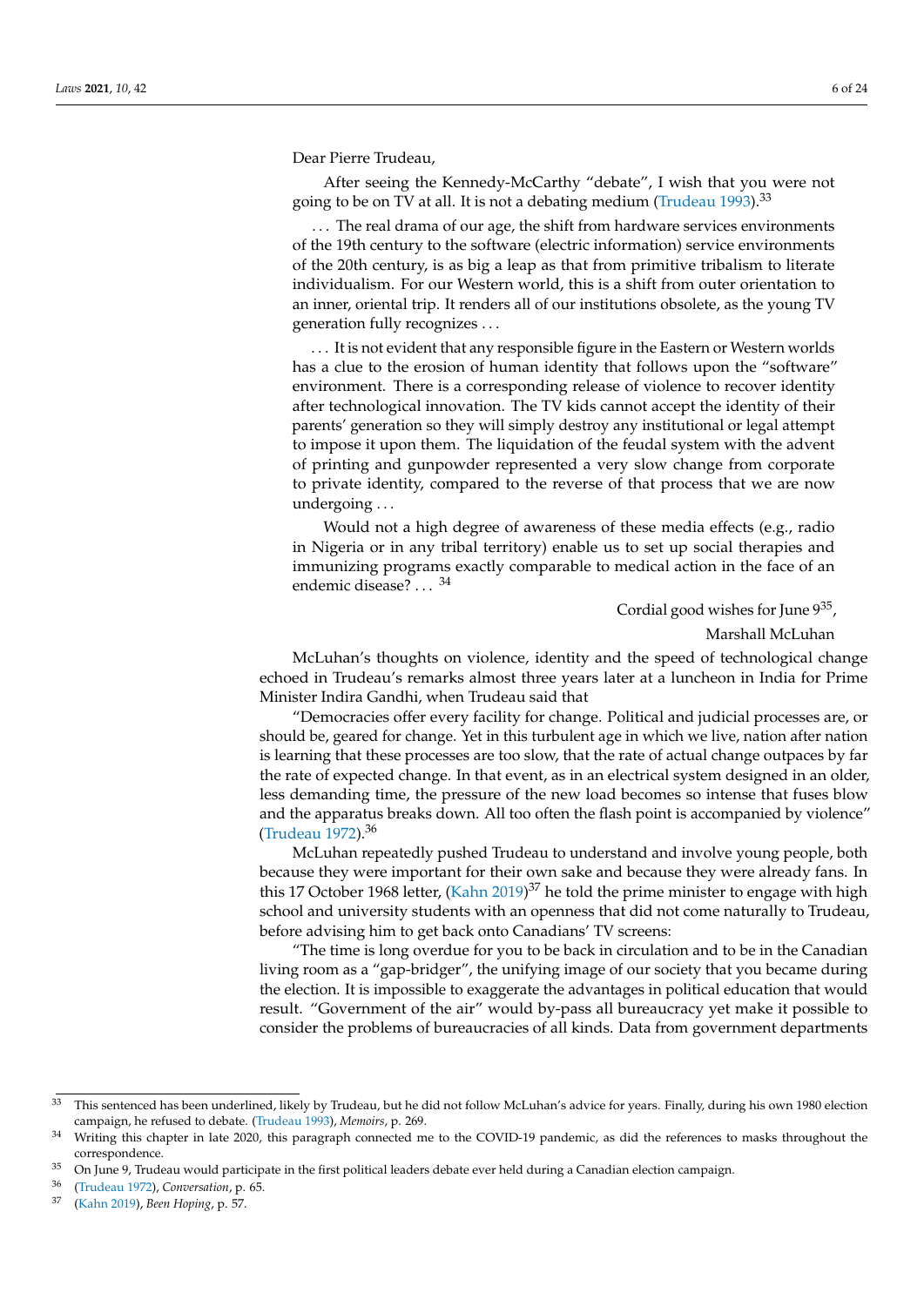Dear Pierre Trudeau,

After seeing the Kennedy-McCarthy "debate", I wish that you were not going to be on TV at all. It is not a debating medium (Trudeau 1993).[33]

. . . The real drama of our age, the shift from hardware services environments of the 19th century to the software (electric information) service environments of the 20th century, is as big a leap as that from primitive tribalism to literate individualism. For our Western world, this is a shift from outer orientation to an inner, oriental trip. It renders all of our institutions obsolete, as the young TV generation fully recognizes . . .

. . . It is not evident that any responsible figure in the Eastern or Western worlds has a clue to the erosion of human identity that follows upon the "software" environment. There is a corresponding release of violence to recover identity after technological innovation. The TV kids cannot accept the identity of their parents' generation so they will simply destroy any institutional or legal attempt to impose it upon them. The liquidation of the feudal system with the advent of printing and gunpowder represented a very slow change from corporate to private identity, compared to the reverse of that process that we are now undergoing . . .

Would not a high degree of awareness of these media effects (e.g., radio in Nigeria or in any tribal territory) enable us to set up social therapies and immunizing programs exactly comparable to medical action in the face of an endemic disease? . . . [34]

Cordial good wishes for June 9[35],

Marshall McLuhan

McLuhan's thoughts on violence, identity and the speed of technological change echoed in Trudeau's remarks almost three years later at a luncheon in India for Prime Minister Indira Gandhi, when Trudeau said that

"Democracies offer every facility for change. Political and judicial processes are, or should be, geared for change. Yet in this turbulent age in which we live, nation after nation is learning that these processes are too slow, that the rate of actual change outpaces by far the rate of expected change. In that event, as in an electrical system designed in an older, less demanding time, the pressure of the new load becomes so intense that fuses blow and the apparatus breaks down. All too often the flash point is accompanied by violence" (Trudeau 1972).[36]

McLuhan repeatedly pushed Trudeau to understand and involve young people, both because they were important for their own sake and because they were already fans. In this 17 October 1968 letter, (Kahn 2019)[37] he told the prime minister to engage with high school and university students with an openness that did not come naturally to Trudeau, before advising him to get back onto Canadians' TV screens:

"The time is long overdue for you to be back in circulation and to be in the Canadian living room as a "gap-bridger", the unifying image of our society that you became during the election. It is impossible to exaggerate the advantages in political education that would result. "Government of the air" would by-pass all bureaucracy yet make it possible to consider the problems of bureaucracies of all kinds. Data from government departments

[33] This sentenced has been underlined, likely by Trudeau, but he did not follow McLuhan's advice for years. Finally, during his own 1980 election campaign, he refused to debate. (Trudeau 1993), *Memoirs*, p. 269.

[34] Writing this chapter in late 2020, this paragraph connected me to the COVID-19 pandemic, as did the references to masks throughout the correspondence.

[35] On June 9, Trudeau would participate in the first political leaders debate ever held during a Canadian election campaign.

[36] (Trudeau 1972), *Conversation*, p. 65.

[37] (Kahn 2019), *Been Hoping*, p. 57.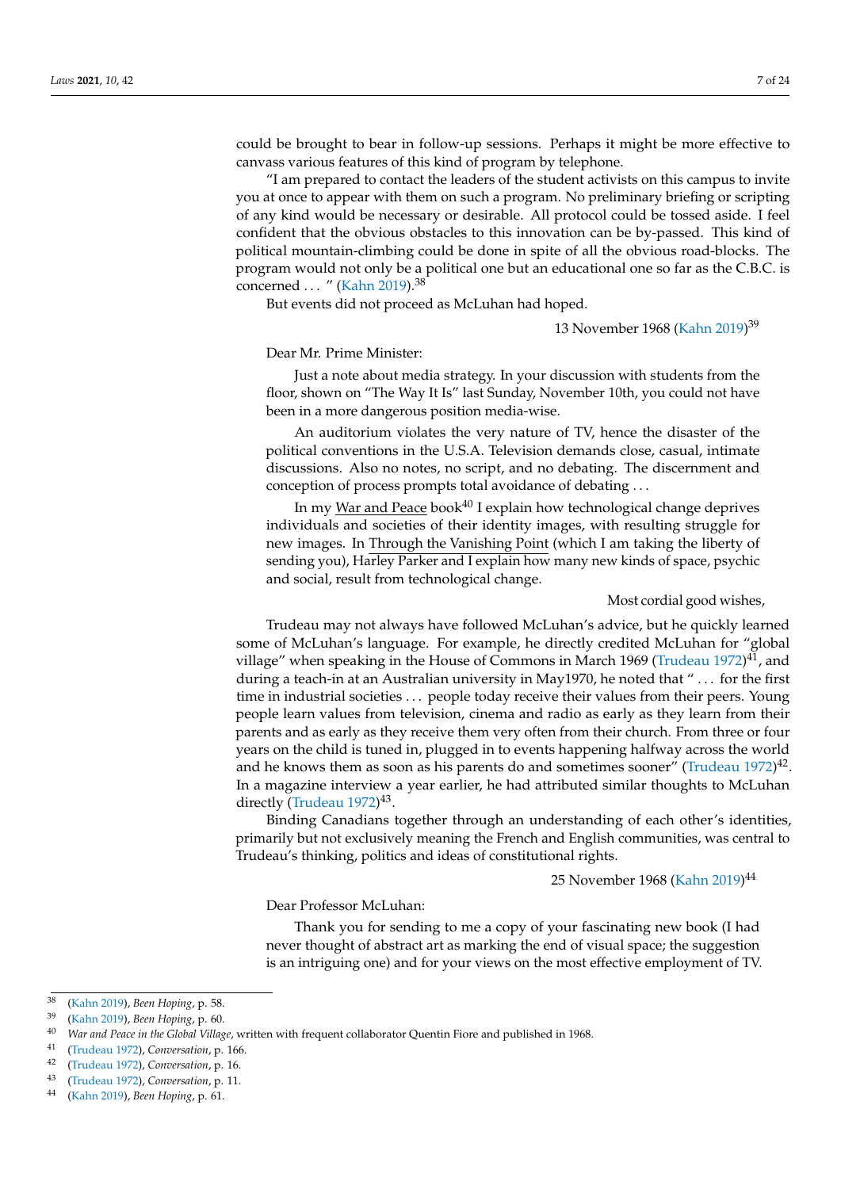could be brought to bear in follow-up sessions. Perhaps it might be more effective to canvass various features of this kind of program by telephone.

"I am prepared to contact the leaders of the student activists on this campus to invite you at once to appear with them on such a program. No preliminary briefing or scripting of any kind would be necessary or desirable. All protocol could be tossed aside. I feel confident that the obvious obstacles to this innovation can be by-passed. This kind of political mountain-climbing could be done in spite of all the obvious road-blocks. The program would not only be a political one but an educational one so far as the C.B.C. is concerned ... " (Kahn 2019).[38]

But events did not proceed as McLuhan had hoped.

13 November 1968 (Kahn 2019)[39]

Dear Mr. Prime Minister:

> Just a note about media strategy. In your discussion with students from the floor, shown on "The Way It Is" last Sunday, November 10th, you could not have been in a more dangerous position media-wise.
>
> An auditorium violates the very nature of TV, hence the disaster of the political conventions in the U.S.A. Television demands close, casual, intimate discussions. Also no notes, no script, and no debating. The discernment and conception of process prompts total avoidance of debating ...
>
> In my War and Peace book[40] I explain how technological change deprives individuals and societies of their identity images, with resulting struggle for new images. In Through the Vanishing Point (which I am taking the liberty of sending you), Harley Parker and I explain how many new kinds of space, psychic and social, result from technological change.
>
> Most cordial good wishes,

Trudeau may not always have followed McLuhan's advice, but he quickly learned some of McLuhan's language. For example, he directly credited McLuhan for "global village" when speaking in the House of Commons in March 1969 (Trudeau 1972)[41], and during a teach-in at an Australian university in May1970, he noted that " ... for the first time in industrial societies ... people today receive their values from their peers. Young people learn values from television, cinema and radio as early as they learn from their parents and as early as they receive them very often from their church. From three or four years on the child is tuned in, plugged in to events happening halfway across the world and he knows them as soon as his parents do and sometimes sooner" (Trudeau 1972)[42]. In a magazine interview a year earlier, he had attributed similar thoughts to McLuhan directly (Trudeau 1972)[43].

Binding Canadians together through an understanding of each other's identities, primarily but not exclusively meaning the French and English communities, was central to Trudeau's thinking, politics and ideas of constitutional rights.

25 November 1968 (Kahn 2019)[44]

Dear Professor McLuhan:

> Thank you for sending to me a copy of your fascinating new book (I had never thought of abstract art as marking the end of visual space; the suggestion is an intriguing one) and for your views on the most effective employment of TV.

---

[38] (Kahn 2019), *Been Hoping*, p. 58.
[39] (Kahn 2019), *Been Hoping*, p. 60.
[40] *War and Peace in the Global Village*, written with frequent collaborator Quentin Fiore and published in 1968.
[41] (Trudeau 1972), *Conversation*, p. 166.
[42] (Trudeau 1972), *Conversation*, p. 16.
[43] (Trudeau 1972), *Conversation*, p. 11.
[44] (Kahn 2019), *Been Hoping*, p. 61.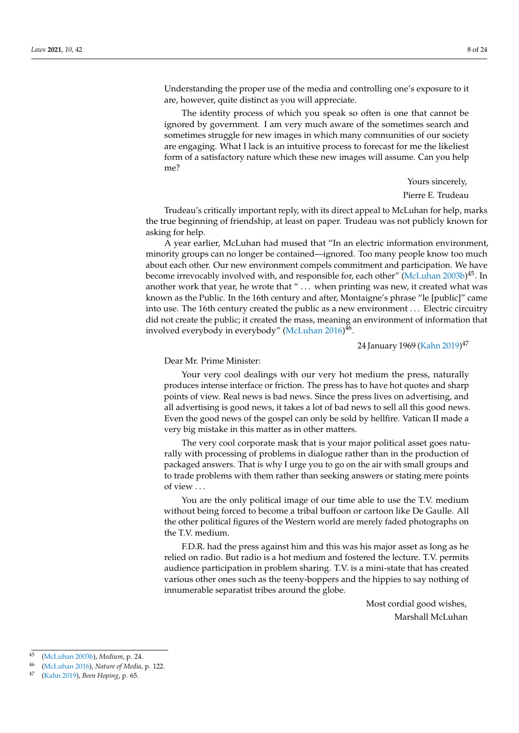Understanding the proper use of the media and controlling one's exposure to it are, however, quite distinct as you will appreciate.

The identity process of which you speak so often is one that cannot be ignored by government. I am very much aware of the sometimes search and sometimes struggle for new images in which many communities of our society are engaging. What I lack is an intuitive process to forecast for me the likeliest form of a satisfactory nature which these new images will assume. Can you help me?

Yours sincerely,

Pierre E. Trudeau

Trudeau's critically important reply, with its direct appeal to McLuhan for help, marks the true beginning of friendship, at least on paper. Trudeau was not publicly known for asking for help.

A year earlier, McLuhan had mused that "In an electric information environment, minority groups can no longer be contained—ignored. Too many people know too much about each other. Our new environment compels commitment and participation. We have become irrevocably involved with, and responsible for, each other" (McLuhan 2003b)[45]. In another work that year, he wrote that " ... when printing was new, it created what was known as the Public. In the 16th century and after, Montaigne's phrase "le [public]" came into use. The 16th century created the public as a new environment ... Electric circuitry did not create the public; it created the mass, meaning an environment of information that involved everybody in everybody" (McLuhan 2016)[46].

24 January 1969 (Kahn 2019)[47]

Dear Mr. Prime Minister:

Your very cool dealings with our very hot medium the press, naturally produces intense interface or friction. The press has to have hot quotes and sharp points of view. Real news is bad news. Since the press lives on advertising, and all advertising is good news, it takes a lot of bad news to sell all this good news. Even the good news of the gospel can only be sold by hellfire. Vatican II made a very big mistake in this matter as in other matters.

The very cool corporate mask that is your major political asset goes naturally with processing of problems in dialogue rather than in the production of packaged answers. That is why I urge you to go on the air with small groups and to trade problems with them rather than seeking answers or stating mere points of view ...

You are the only political image of our time able to use the T.V. medium without being forced to become a tribal buffoon or cartoon like De Gaulle. All the other political figures of the Western world are merely faded photographs on the T.V. medium.

F.D.R. had the press against him and this was his major asset as long as he relied on radio. But radio is a hot medium and fostered the lecture. T.V. permits audience participation in problem sharing. T.V. is a mini-state that has created various other ones such as the teeny-boppers and the hippies to say nothing of innumerable separatist tribes around the globe.

Most cordial good wishes,

Marshall McLuhan

---

[45] (McLuhan 2003b), *Medium*, p. 24.

[46] (McLuhan 2016), *Nature of Media*, p. 122.

[47] (Kahn 2019), *Been Hoping*, p. 65.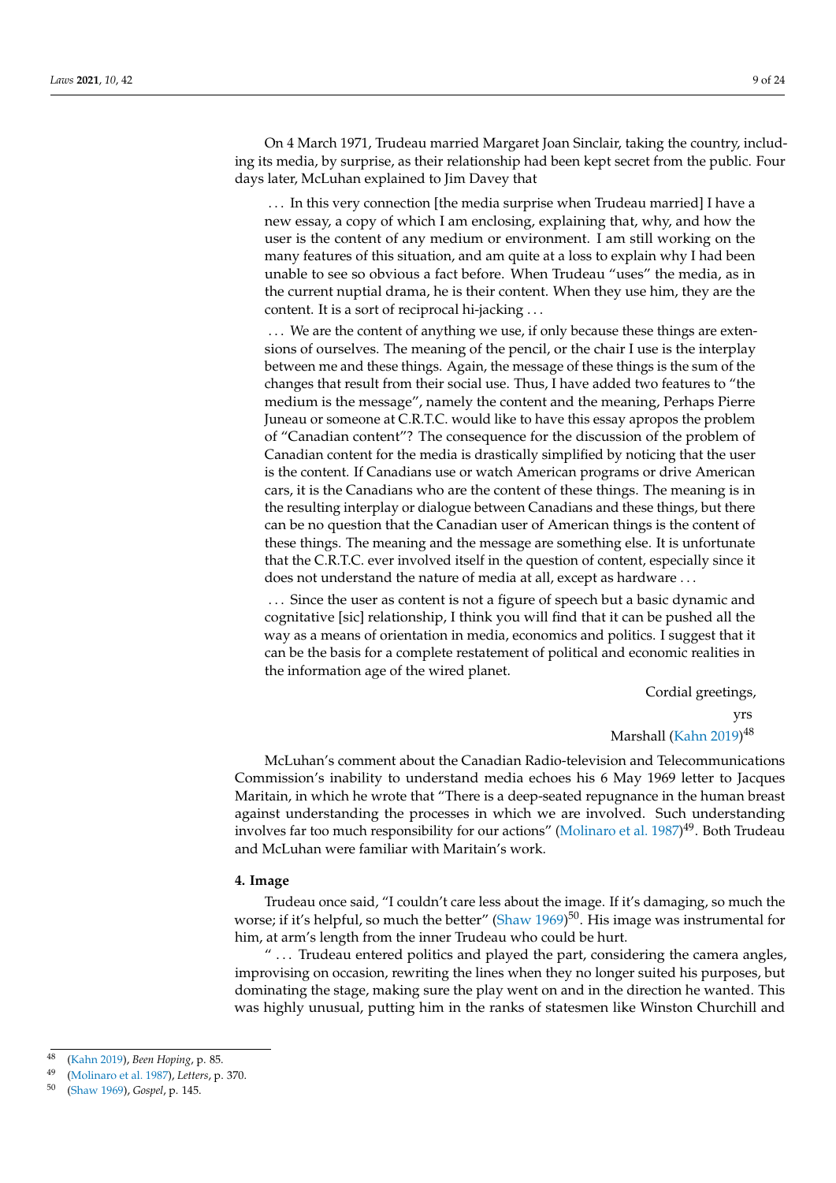On 4 March 1971, Trudeau married Margaret Joan Sinclair, taking the country, including its media, by surprise, as their relationship had been kept secret from the public. Four days later, McLuhan explained to Jim Davey that

> . . . In this very connection [the media surprise when Trudeau married] I have a new essay, a copy of which I am enclosing, explaining that, why, and how the user is the content of any medium or environment. I am still working on the many features of this situation, and am quite at a loss to explain why I had been unable to see so obvious a fact before. When Trudeau "uses" the media, as in the current nuptial drama, he is their content. When they use him, they are the content. It is a sort of reciprocal hi-jacking . . .
>
> . . . We are the content of anything we use, if only because these things are extensions of ourselves. The meaning of the pencil, or the chair I use is the interplay between me and these things. Again, the message of these things is the sum of the changes that result from their social use. Thus, I have added two features to "the medium is the message", namely the content and the meaning, Perhaps Pierre Juneau or someone at C.R.T.C. would like to have this essay apropos the problem of "Canadian content"? The consequence for the discussion of the problem of Canadian content for the media is drastically simplified by noticing that the user is the content. If Canadians use or watch American programs or drive American cars, it is the Canadians who are the content of these things. The meaning is in the resulting interplay or dialogue between Canadians and these things, but there can be no question that the Canadian user of American things is the content of these things. The meaning and the message are something else. It is unfortunate that the C.R.T.C. ever involved itself in the question of content, especially since it does not understand the nature of media at all, except as hardware . . .
>
> . . . Since the user as content is not a figure of speech but a basic dynamic and cognitative [sic] relationship, I think you will find that it can be pushed all the way as a means of orientation in media, economics and politics. I suggest that it can be the basis for a complete restatement of political and economic realities in the information age of the wired planet.
>
> Cordial greetings,
>
> yrs
>
> Marshall (Kahn 2019)[48]

McLuhan's comment about the Canadian Radio-television and Telecommunications Commission's inability to understand media echoes his 6 May 1969 letter to Jacques Maritain, in which he wrote that "There is a deep-seated repugnance in the human breast against understanding the processes in which we are involved. Such understanding involves far too much responsibility for our actions" (Molinaro et al. 1987)[49]. Both Trudeau and McLuhan were familiar with Maritain's work.

## 4. Image

Trudeau once said, "I couldn't care less about the image. If it's damaging, so much the worse; if it's helpful, so much the better" (Shaw 1969)[50]. His image was instrumental for him, at arm's length from the inner Trudeau who could be hurt.

" . . . Trudeau entered politics and played the part, considering the camera angles, improvising on occasion, rewriting the lines when they no longer suited his purposes, but dominating the stage, making sure the play went on and in the direction he wanted. This was highly unusual, putting him in the ranks of statesmen like Winston Churchill and

---

[48] (Kahn 2019), *Been Hoping*, p. 85.

[49] (Molinaro et al. 1987), *Letters*, p. 370.

[50] (Shaw 1969), *Gospel*, p. 145.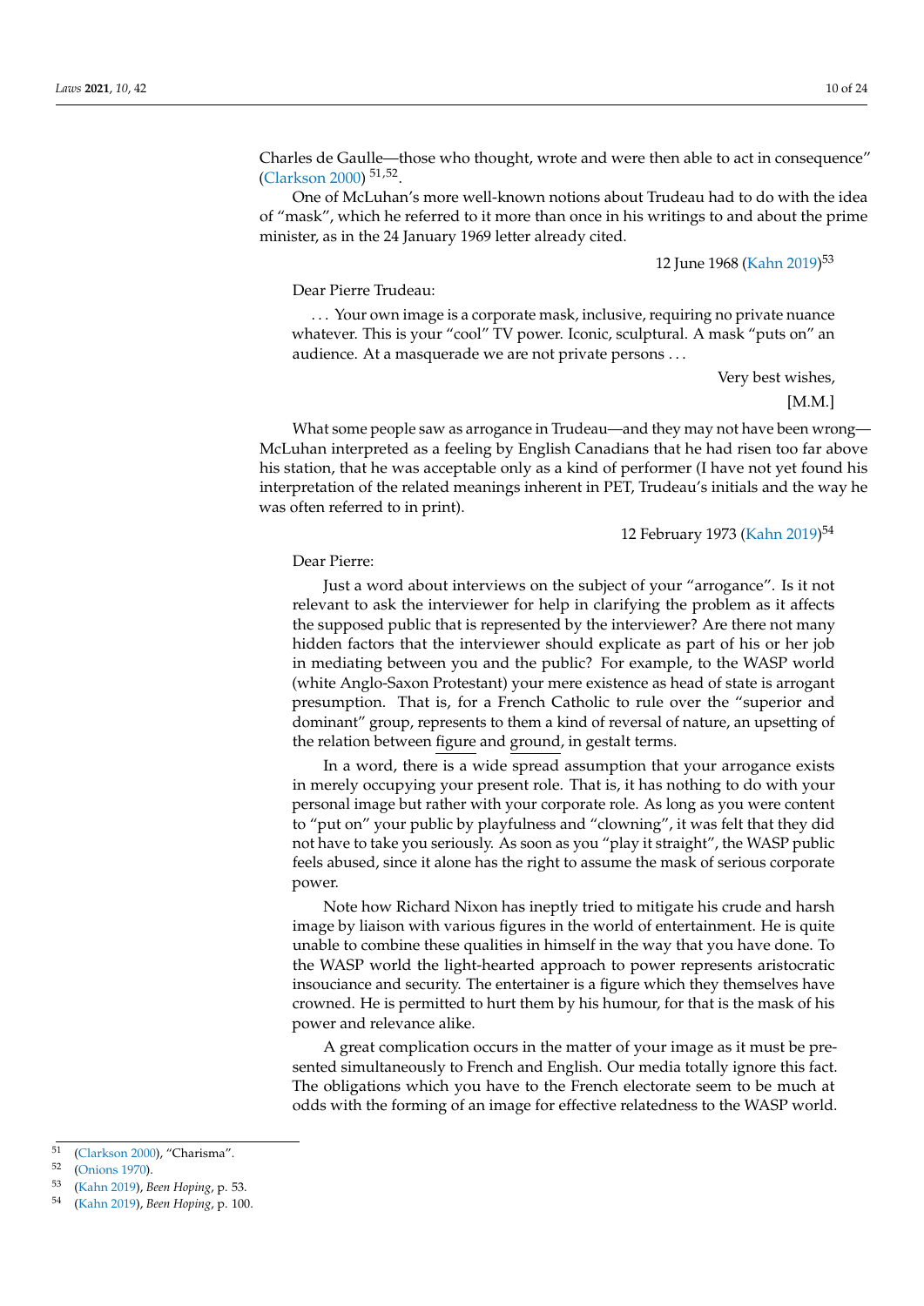Charles de Gaulle—those who thought, wrote and were then able to act in consequence" (Clarkson 2000) [51,52].

One of McLuhan's more well-known notions about Trudeau had to do with the idea of "mask", which he referred to it more than once in his writings to and about the prime minister, as in the 24 January 1969 letter already cited.

12 June 1968 (Kahn 2019)[53]

> Dear Pierre Trudeau:
>
> . . . Your own image is a corporate mask, inclusive, requiring no private nuance whatever. This is your "cool" TV power. Iconic, sculptural. A mask "puts on" an audience. At a masquerade we are not private persons . . .
>
> Very best wishes,
>
> [M.M.]

What some people saw as arrogance in Trudeau—and they may not have been wrong—McLuhan interpreted as a feeling by English Canadians that he had risen too far above his station, that he was acceptable only as a kind of performer (I have not yet found his interpretation of the related meanings inherent in PET, Trudeau's initials and the way he was often referred to in print).

12 February 1973 (Kahn 2019)[54]

> Dear Pierre:
>
> Just a word about interviews on the subject of your "arrogance". Is it not relevant to ask the interviewer for help in clarifying the problem as it affects the supposed public that is represented by the interviewer? Are there not many hidden factors that the interviewer should explicate as part of his or her job in mediating between you and the public? For example, to the WASP world (white Anglo-Saxon Protestant) your mere existence as head of state is arrogant presumption. That is, for a French Catholic to rule over the "superior and dominant" group, represents to them a kind of reversal of nature, an upsetting of the relation between <u>figure</u> and <u>ground</u>, in gestalt terms.
>
> In a word, there is a wide spread assumption that your arrogance exists in merely occupying your present role. That is, it has nothing to do with your personal image but rather with your corporate role. As long as you were content to "put on" your public by playfulness and "clowning", it was felt that they did not have to take you seriously. As soon as you "play it straight", the WASP public feels abused, since it alone has the right to assume the mask of serious corporate power.
>
> Note how Richard Nixon has ineptly tried to mitigate his crude and harsh image by liaison with various figures in the world of entertainment. He is quite unable to combine these qualities in himself in the way that you have done. To the WASP world the light-hearted approach to power represents aristocratic insouciance and security. The entertainer is a figure which they themselves have crowned. He is permitted to hurt them by his humour, for that is the mask of his power and relevance alike.
>
> A great complication occurs in the matter of your image as it must be presented simultaneously to French and English. Our media totally ignore this fact. The obligations which you have to the French electorate seem to be much at odds with the forming of an image for effective relatedness to the WASP world.

---

[51] (Clarkson 2000), "Charisma".

[52] (Onions 1970).

[53] (Kahn 2019), *Been Hoping*, p. 53.

[54] (Kahn 2019), *Been Hoping*, p. 100.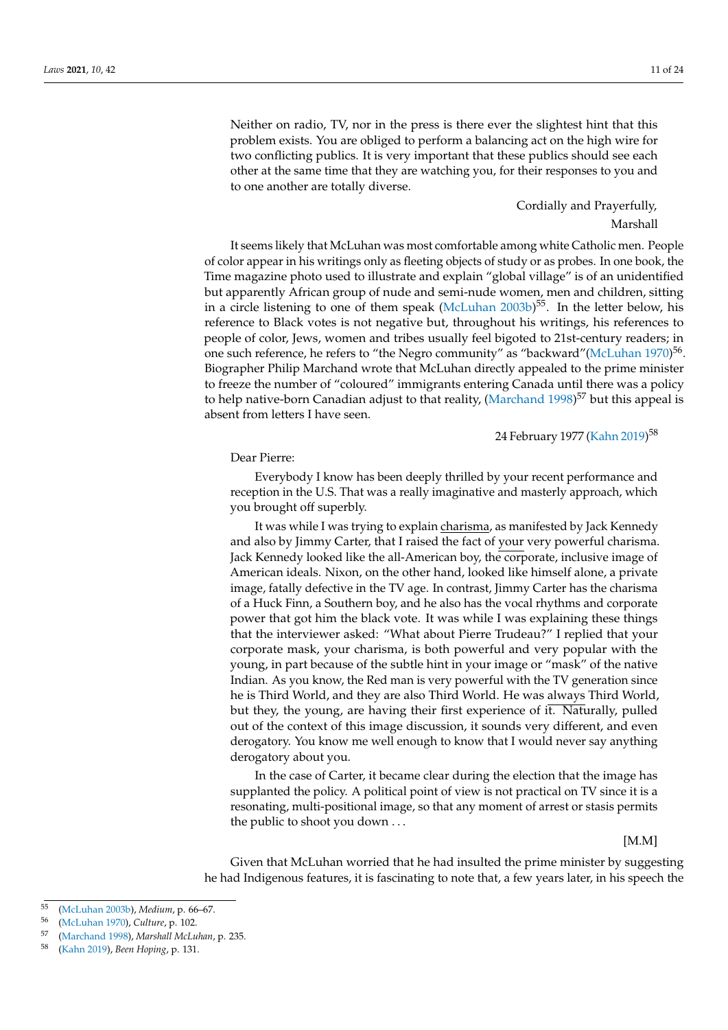> Neither on radio, TV, nor in the press is there ever the slightest hint that this problem exists. You are obliged to perform a balancing act on the high wire for two conflicting publics. It is very important that these publics should see each other at the same time that they are watching you, for their responses to you and to one another are totally diverse.
>
> Cordially and Prayerfully,
> Marshall

It seems likely that McLuhan was most comfortable among white Catholic men. People of color appear in his writings only as fleeting objects of study or as probes. In one book, the Time magazine photo used to illustrate and explain "global village" is of an unidentified but apparently African group of nude and semi-nude women, men and children, sitting in a circle listening to one of them speak (McLuhan 2003b)[55]. In the letter below, his reference to Black votes is not negative but, throughout his writings, his references to people of color, Jews, women and tribes usually feel bigoted to 21st-century readers; in one such reference, he refers to "the Negro community" as "backward"(McLuhan 1970)[56]. Biographer Philip Marchand wrote that McLuhan directly appealed to the prime minister to freeze the number of "coloured" immigrants entering Canada until there was a policy to help native-born Canadian adjust to that reality, (Marchand 1998)[57] but this appeal is absent from letters I have seen.

> 24 February 1977 (Kahn 2019)[58]
>
> Dear Pierre:
>
> Everybody I know has been deeply thrilled by your recent performance and reception in the U.S. That was a really imaginative and masterly approach, which you brought off superbly.
>
> It was while I was trying to explain charisma, as manifested by Jack Kennedy and also by Jimmy Carter, that I raised the fact of your very powerful charisma. Jack Kennedy looked like the all-American boy, the corporate, inclusive image of American ideals. Nixon, on the other hand, looked like himself alone, a private image, fatally defective in the TV age. In contrast, Jimmy Carter has the charisma of a Huck Finn, a Southern boy, and he also has the vocal rhythms and corporate power that got him the black vote. It was while I was explaining these things that the interviewer asked: "What about Pierre Trudeau?" I replied that your corporate mask, your charisma, is both powerful and very popular with the young, in part because of the subtle hint in your image or "mask" of the native Indian. As you know, the Red man is very powerful with the TV generation since he is Third World, and they are also Third World. He was always Third World, but they, the young, are having their first experience of it. Naturally, pulled out of the context of this image discussion, it sounds very different, and even derogatory. You know me well enough to know that I would never say anything derogatory about you.
>
> In the case of Carter, it became clear during the election that the image has supplanted the policy. A political point of view is not practical on TV since it is a resonating, multi-positional image, so that any moment of arrest or stasis permits the public to shoot you down . . .
>
> [M.M]

Given that McLuhan worried that he had insulted the prime minister by suggesting he had Indigenous features, it is fascinating to note that, a few years later, in his speech the

---

[55] (McLuhan 2003b), *Medium*, p. 66–67.
[56] (McLuhan 1970), *Culture*, p. 102.
[57] (Marchand 1998), *Marshall McLuhan*, p. 235.
[58] (Kahn 2019), *Been Hoping*, p. 131.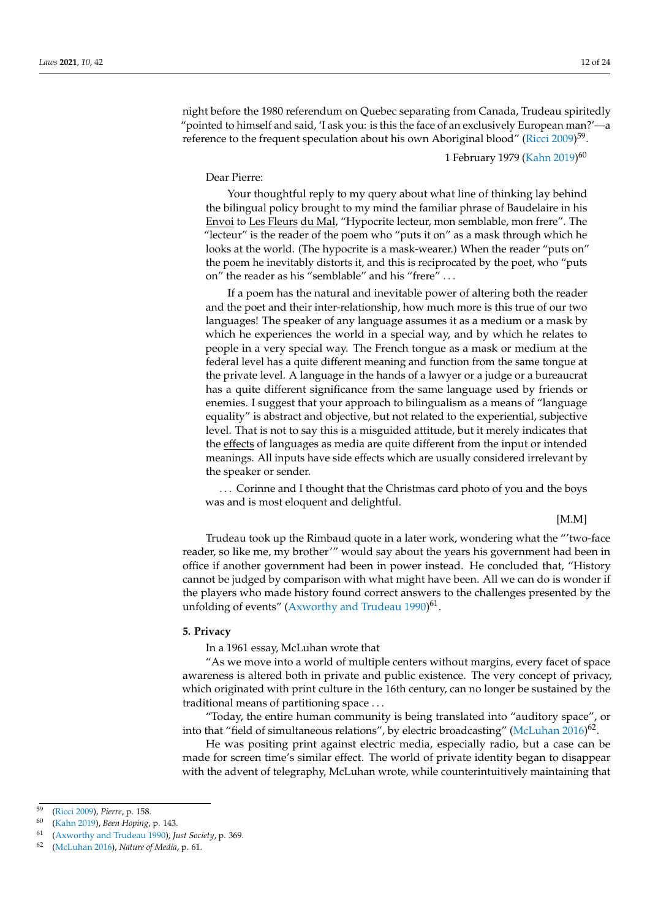night before the 1980 referendum on Quebec separating from Canada, Trudeau spiritedly "pointed to himself and said, 'I ask you: is this the face of an exclusively European man?'—a reference to the frequent speculation about his own Aboriginal blood" (Ricci 2009)[59].

1 February 1979 (Kahn 2019)[60]

> Dear Pierre:
>
> Your thoughtful reply to my query about what line of thinking lay behind the bilingual policy brought to my mind the familiar phrase of Baudelaire in his Envoi to Les Fleurs du Mal, "Hypocrite lecteur, mon semblable, mon frere". The "lecteur" is the reader of the poem who "puts it on" as a mask through which he looks at the world. (The hypocrite is a mask-wearer.) When the reader "puts on" the poem he inevitably distorts it, and this is reciprocated by the poet, who "puts on" the reader as his "semblable" and his "frere" . . .
>
> If a poem has the natural and inevitable power of altering both the reader and the poet and their inter-relationship, how much more is this true of our two languages! The speaker of any language assumes it as a medium or a mask by which he experiences the world in a special way, and by which he relates to people in a very special way. The French tongue as a mask or medium at the federal level has a quite different meaning and function from the same tongue at the private level. A language in the hands of a lawyer or a judge or a bureaucrat has a quite different significance from the same language used by friends or enemies. I suggest that your approach to bilingualism as a means of "language equality" is abstract and objective, but not related to the experiential, subjective level. That is not to say this is a misguided attitude, but it merely indicates that the effects of languages as media are quite different from the input or intended meanings. All inputs have side effects which are usually considered irrelevant by the speaker or sender.
>
> . . . Corinne and I thought that the Christmas card photo of you and the boys was and is most eloquent and delightful.
>
> [M.M]

Trudeau took up the Rimbaud quote in a later work, wondering what the "'two-face reader, so like me, my brother'" would say about the years his government had been in office if another government had been in power instead. He concluded that, "History cannot be judged by comparison with what might have been. All we can do is wonder if the players who made history found correct answers to the challenges presented by the unfolding of events" (Axworthy and Trudeau 1990)[61].

## 5. Privacy

In a 1961 essay, McLuhan wrote that

"As we move into a world of multiple centers without margins, every facet of space awareness is altered both in private and public existence. The very concept of privacy, which originated with print culture in the 16th century, can no longer be sustained by the traditional means of partitioning space . . .

"Today, the entire human community is being translated into "auditory space", or into that "field of simultaneous relations", by electric broadcasting" (McLuhan 2016)[62].

He was positing print against electric media, especially radio, but a case can be made for screen time's similar effect. The world of private identity began to disappear with the advent of telegraphy, McLuhan wrote, while counterintuitively maintaining that

---

[59] (Ricci 2009), *Pierre*, p. 158.

[60] (Kahn 2019), *Been Hoping*, p. 143.

[61] (Axworthy and Trudeau 1990), *Just Society*, p. 369.

[62] (McLuhan 2016), *Nature of Media*, p. 61.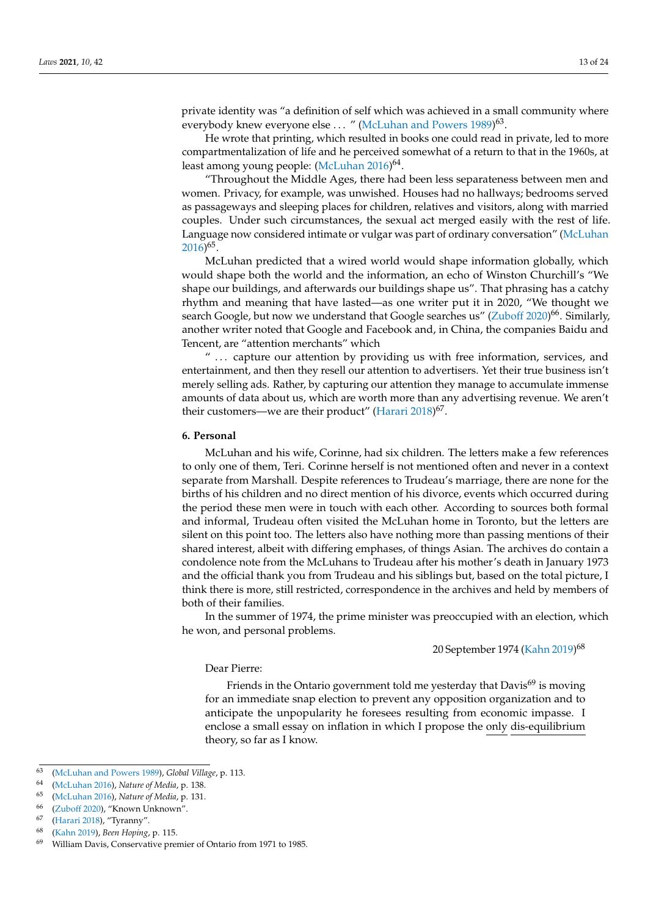private identity was "a definition of self which was achieved in a small community where everybody knew everyone else ... " (McLuhan and Powers 1989)[63].

He wrote that printing, which resulted in books one could read in private, led to more compartmentalization of life and he perceived somewhat of a return to that in the 1960s, at least among young people: (McLuhan 2016)[64].

"Throughout the Middle Ages, there had been less separateness between men and women. Privacy, for example, was unwished. Houses had no hallways; bedrooms served as passageways and sleeping places for children, relatives and visitors, along with married couples. Under such circumstances, the sexual act merged easily with the rest of life. Language now considered intimate or vulgar was part of ordinary conversation" (McLuhan 2016)[65].

McLuhan predicted that a wired world would shape information globally, which would shape both the world and the information, an echo of Winston Churchill's "We shape our buildings, and afterwards our buildings shape us". That phrasing has a catchy rhythm and meaning that have lasted—as one writer put it in 2020, "We thought we search Google, but now we understand that Google searches us" (Zuboff 2020)[66]. Similarly, another writer noted that Google and Facebook and, in China, the companies Baidu and Tencent, are "attention merchants" which

" ... capture our attention by providing us with free information, services, and entertainment, and then they resell our attention to advertisers. Yet their true business isn't merely selling ads. Rather, by capturing our attention they manage to accumulate immense amounts of data about us, which are worth more than any advertising revenue. We aren't their customers—we are their product" (Harari 2018)[67].

## 6. Personal

McLuhan and his wife, Corinne, had six children. The letters make a few references to only one of them, Teri. Corinne herself is not mentioned often and never in a context separate from Marshall. Despite references to Trudeau's marriage, there are none for the births of his children and no direct mention of his divorce, events which occurred during the period these men were in touch with each other. According to sources both formal and informal, Trudeau often visited the McLuhan home in Toronto, but the letters are silent on this point too. The letters also have nothing more than passing mentions of their shared interest, albeit with differing emphases, of things Asian. The archives do contain a condolence note from the McLuhans to Trudeau after his mother's death in January 1973 and the official thank you from Trudeau and his siblings but, based on the total picture, I think there is more, still restricted, correspondence in the archives and held by members of both of their families.

In the summer of 1974, the prime minister was preoccupied with an election, which he won, and personal problems.

20 September 1974 (Kahn 2019)[68]

Dear Pierre:

Friends in the Ontario government told me yesterday that Davis[69] is moving for an immediate snap election to prevent any opposition organization and to anticipate the unpopularity he foresees resulting from economic impasse. I enclose a small essay on inflation in which I propose the only dis-equilibrium theory, so far as I know.

---

[63] (McLuhan and Powers 1989), *Global Village*, p. 113.

[64] (McLuhan 2016), *Nature of Media*, p. 138.

[65] (McLuhan 2016), *Nature of Media*, p. 131.

[66] (Zuboff 2020), "Known Unknown".

[67] (Harari 2018), "Tyranny".

[68] (Kahn 2019), *Been Hoping*, p. 115.

[69] William Davis, Conservative premier of Ontario from 1971 to 1985.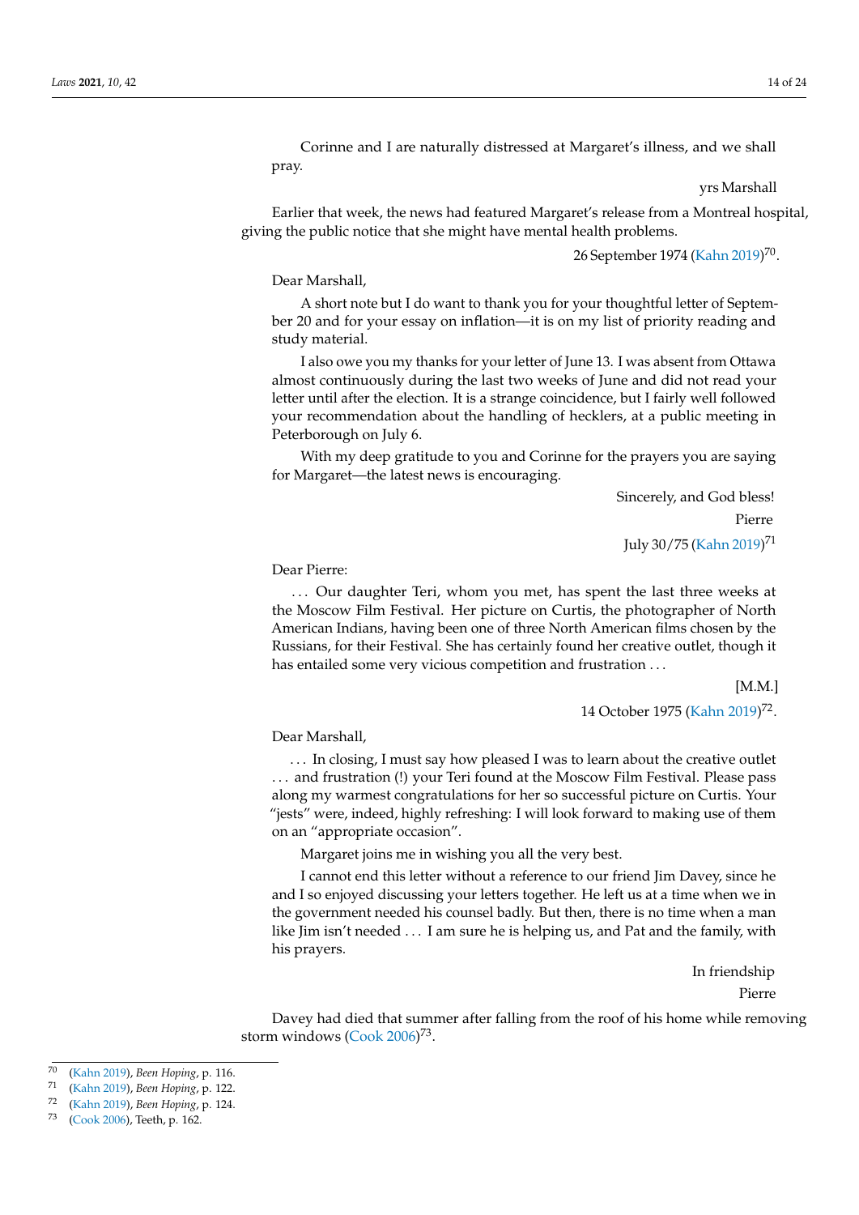Corinne and I are naturally distressed at Margaret's illness, and we shall pray.

yrs Marshall

Earlier that week, the news had featured Margaret's release from a Montreal hospital, giving the public notice that she might have mental health problems.

26 September 1974 (Kahn 2019)[70].

Dear Marshall,

A short note but I do want to thank you for your thoughtful letter of September 20 and for your essay on inflation—it is on my list of priority reading and study material.

I also owe you my thanks for your letter of June 13. I was absent from Ottawa almost continuously during the last two weeks of June and did not read your letter until after the election. It is a strange coincidence, but I fairly well followed your recommendation about the handling of hecklers, at a public meeting in Peterborough on July 6.

With my deep gratitude to you and Corinne for the prayers you are saying for Margaret—the latest news is encouraging.

Sincerely, and God bless!

Pierre

July 30/75 (Kahn 2019)[71]

Dear Pierre:

. . . Our daughter Teri, whom you met, has spent the last three weeks at the Moscow Film Festival. Her picture on Curtis, the photographer of North American Indians, having been one of three North American films chosen by the Russians, for their Festival. She has certainly found her creative outlet, though it has entailed some very vicious competition and frustration . . .

[M.M.]

14 October 1975 (Kahn 2019)[72].

Dear Marshall,

. . . In closing, I must say how pleased I was to learn about the creative outlet . . . and frustration (!) your Teri found at the Moscow Film Festival. Please pass along my warmest congratulations for her so successful picture on Curtis. Your "jests" were, indeed, highly refreshing: I will look forward to making use of them on an "appropriate occasion".

Margaret joins me in wishing you all the very best.

I cannot end this letter without a reference to our friend Jim Davey, since he and I so enjoyed discussing your letters together. He left us at a time when we in the government needed his counsel badly. But then, there is no time when a man like Jim isn't needed . . . I am sure he is helping us, and Pat and the family, with his prayers.

In friendship

Pierre

Davey had died that summer after falling from the roof of his home while removing storm windows (Cook 2006)[73].

---

[70] (Kahn 2019), *Been Hoping*, p. 116.

[71] (Kahn 2019), *Been Hoping*, p. 122.

[72] (Kahn 2019), *Been Hoping*, p. 124.

[73] (Cook 2006), Teeth, p. 162.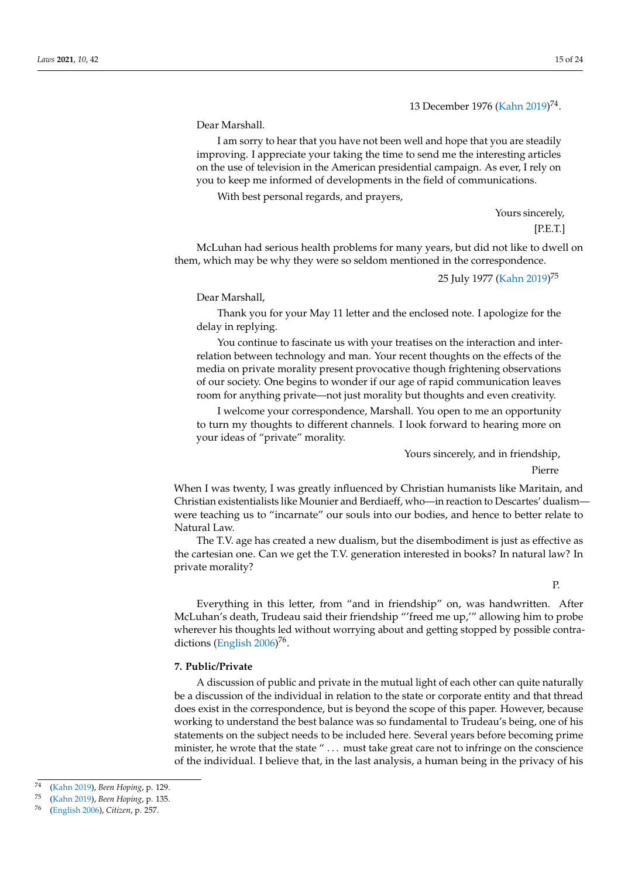13 December 1976 (Kahn 2019)[74].

Dear Marshall.

I am sorry to hear that you have not been well and hope that you are steadily improving. I appreciate your taking the time to send me the interesting articles on the use of television in the American presidential campaign. As ever, I rely on you to keep me informed of developments in the field of communications.

With best personal regards, and prayers,

Yours sincerely,

[P.E.T.]

McLuhan had serious health problems for many years, but did not like to dwell on them, which may be why they were so seldom mentioned in the correspondence.

25 July 1977 (Kahn 2019)[75]

Dear Marshall,

Thank you for your May 11 letter and the enclosed note. I apologize for the delay in replying.

You continue to fascinate us with your treatises on the interaction and interrelation between technology and man. Your recent thoughts on the effects of the media on private morality present provocative though frightening observations of our society. One begins to wonder if our age of rapid communication leaves room for anything private—not just morality but thoughts and even creativity.

I welcome your correspondence, Marshall. You open to me an opportunity to turn my thoughts to different channels. I look forward to hearing more on your ideas of "private" morality.

Yours sincerely, and in friendship,

Pierre

When I was twenty, I was greatly influenced by Christian humanists like Maritain, and Christian existentialists like Mounier and Berdiaeff, who—in reaction to Descartes' dualism—were teaching us to "incarnate" our souls into our bodies, and hence to better relate to Natural Law.

The T.V. age has created a new dualism, but the disembodiment is just as effective as the cartesian one. Can we get the T.V. generation interested in books? In natural law? In private morality?

P.

Everything in this letter, from "and in friendship" on, was handwritten. After McLuhan's death, Trudeau said their friendship "'freed me up,'" allowing him to probe wherever his thoughts led without worrying about and getting stopped by possible contradictions (English 2006)[76].

## 7. Public/Private

A discussion of public and private in the mutual light of each other can quite naturally be a discussion of the individual in relation to the state or corporate entity and that thread does exist in the correspondence, but is beyond the scope of this paper. However, because working to understand the best balance was so fundamental to Trudeau's being, one of his statements on the subject needs to be included here. Several years before becoming prime minister, he wrote that the state " ... must take great care not to infringe on the conscience of the individual. I believe that, in the last analysis, a human being in the privacy of his

---

[74] (Kahn 2019), *Been Hoping*, p. 129.

[75] (Kahn 2019), *Been Hoping*, p. 135.

[76] (English 2006), *Citizen*, p. 257.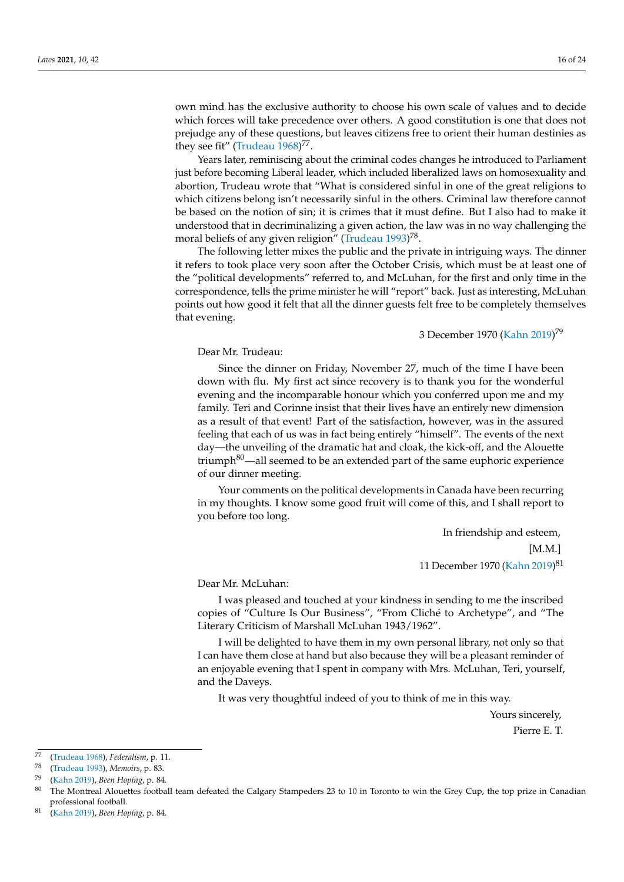own mind has the exclusive authority to choose his own scale of values and to decide which forces will take precedence over others. A good constitution is one that does not prejudge any of these questions, but leaves citizens free to orient their human destinies as they see fit" (Trudeau 1968)[77].

Years later, reminiscing about the criminal codes changes he introduced to Parliament just before becoming Liberal leader, which included liberalized laws on homosexuality and abortion, Trudeau wrote that "What is considered sinful in one of the great religions to which citizens belong isn't necessarily sinful in the others. Criminal law therefore cannot be based on the notion of sin; it is crimes that it must define. But I also had to make it understood that in decriminalizing a given action, the law was in no way challenging the moral beliefs of any given religion" (Trudeau 1993)[78].

The following letter mixes the public and the private in intriguing ways. The dinner it refers to took place very soon after the October Crisis, which must be at least one of the "political developments" referred to, and McLuhan, for the first and only time in the correspondence, tells the prime minister he will "report" back. Just as interesting, McLuhan points out how good it felt that all the dinner guests felt free to be completely themselves that evening.

3 December 1970 (Kahn 2019)[79]

Dear Mr. Trudeau:

Since the dinner on Friday, November 27, much of the time I have been down with flu. My first act since recovery is to thank you for the wonderful evening and the incomparable honour which you conferred upon me and my family. Teri and Corinne insist that their lives have an entirely new dimension as a result of that event! Part of the satisfaction, however, was in the assured feeling that each of us was in fact being entirely "himself". The events of the next day—the unveiling of the dramatic hat and cloak, the kick-off, and the Alouette triumph[80]—all seemed to be an extended part of the same euphoric experience of our dinner meeting.

Your comments on the political developments in Canada have been recurring in my thoughts. I know some good fruit will come of this, and I shall report to you before too long.

In friendship and esteem,

[M.M.]

11 December 1970 (Kahn 2019)[81]

Dear Mr. McLuhan:

I was pleased and touched at your kindness in sending to me the inscribed copies of "Culture Is Our Business", "From Cliché to Archetype", and "The Literary Criticism of Marshall McLuhan 1943/1962".

I will be delighted to have them in my own personal library, not only so that I can have them close at hand but also because they will be a pleasant reminder of an enjoyable evening that I spent in company with Mrs. McLuhan, Teri, yourself, and the Daveys.

It was very thoughtful indeed of you to think of me in this way.

Yours sincerely,

Pierre E. T.

---

77 (Trudeau 1968), *Federalism*, p. 11.

78 (Trudeau 1993), *Memoirs*, p. 83.

79 (Kahn 2019), *Been Hoping*, p. 84.

80 The Montreal Alouettes football team defeated the Calgary Stampeders 23 to 10 in Toronto to win the Grey Cup, the top prize in Canadian professional football.

81 (Kahn 2019), *Been Hoping*, p. 84.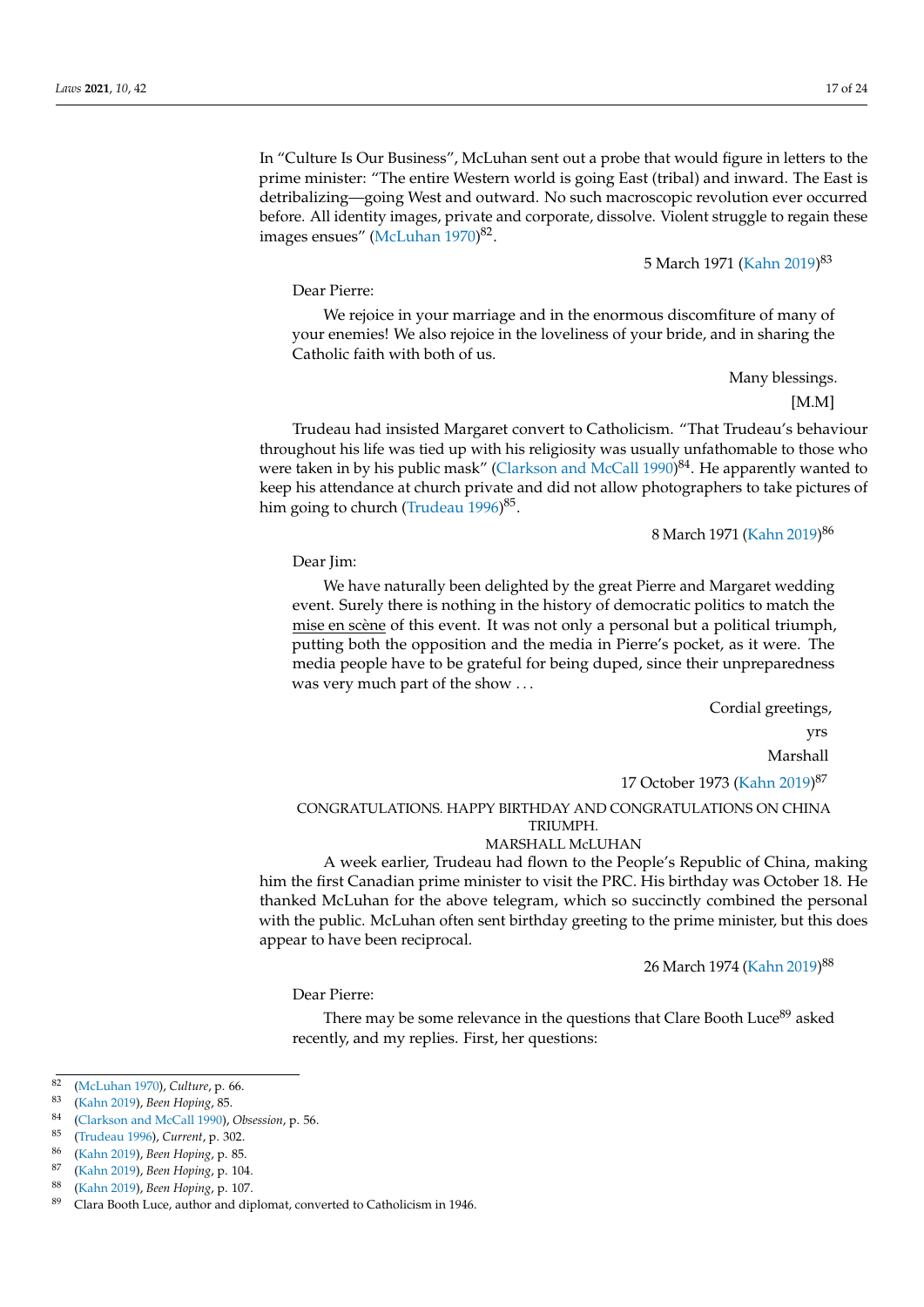In "Culture Is Our Business", McLuhan sent out a probe that would figure in letters to the prime minister: "The entire Western world is going East (tribal) and inward. The East is detribalizing—going West and outward. No such macroscopic revolution ever occurred before. All identity images, private and corporate, dissolve. Violent struggle to regain these images ensues" (McLuhan 1970)[82].

5 March 1971 (Kahn 2019)[83]

Dear Pierre:

We rejoice in your marriage and in the enormous discomfiture of many of your enemies! We also rejoice in the loveliness of your bride, and in sharing the Catholic faith with both of us.

Many blessings.

[M.M]

Trudeau had insisted Margaret convert to Catholicism. "That Trudeau's behaviour throughout his life was tied up with his religiosity was usually unfathomable to those who were taken in by his public mask" (Clarkson and McCall 1990)[84]. He apparently wanted to keep his attendance at church private and did not allow photographers to take pictures of him going to church (Trudeau 1996)[85].

8 March 1971 (Kahn 2019)[86]

Dear Jim:

We have naturally been delighted by the great Pierre and Margaret wedding event. Surely there is nothing in the history of democratic politics to match the <u>mise en scène</u> of this event. It was not only a personal but a political triumph, putting both the opposition and the media in Pierre's pocket, as it were. The media people have to be grateful for being duped, since their unpreparedness was very much part of the show . . .

Cordial greetings,

yrs

Marshall

17 October 1973 (Kahn 2019)[87]

CONGRATULATIONS. HAPPY BIRTHDAY AND CONGRATULATIONS ON CHINA TRIUMPH.
MARSHALL McLUHAN

A week earlier, Trudeau had flown to the People's Republic of China, making him the first Canadian prime minister to visit the PRC. His birthday was October 18. He thanked McLuhan for the above telegram, which so succinctly combined the personal with the public. McLuhan often sent birthday greeting to the prime minister, but this does appear to have been reciprocal.

26 March 1974 (Kahn 2019)[88]

Dear Pierre:

There may be some relevance in the questions that Clare Booth Luce[89] asked recently, and my replies. First, her questions:

---

[82] (McLuhan 1970), *Culture*, p. 66.
[83] (Kahn 2019), *Been Hoping*, 85.
[84] (Clarkson and McCall 1990), *Obsession*, p. 56.
[85] (Trudeau 1996), *Current*, p. 302.
[86] (Kahn 2019), *Been Hoping*, p. 85.
[87] (Kahn 2019), *Been Hoping*, p. 104.
[88] (Kahn 2019), *Been Hoping*, p. 107.
[89] Clara Booth Luce, author and diplomat, converted to Catholicism in 1946.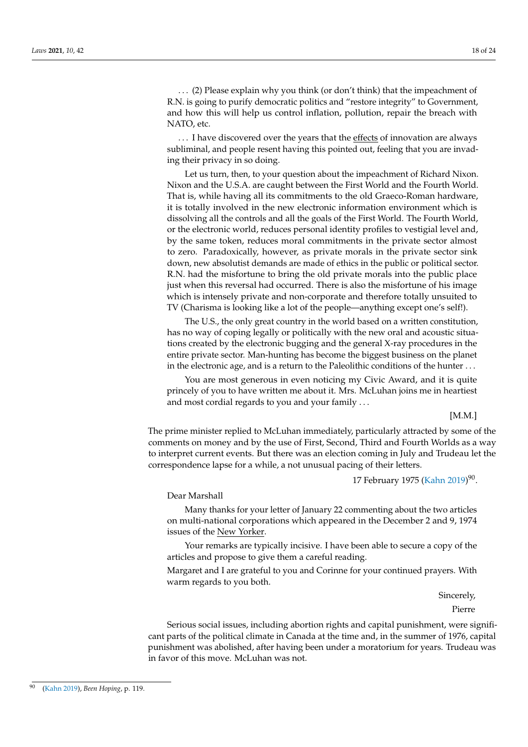. . . (2) Please explain why you think (or don't think) that the impeachment of R.N. is going to purify democratic politics and "restore integrity" to Government, and how this will help us control inflation, pollution, repair the breach with NATO, etc.

. . . I have discovered over the years that the effects of innovation are always subliminal, and people resent having this pointed out, feeling that you are invading their privacy in so doing.

Let us turn, then, to your question about the impeachment of Richard Nixon. Nixon and the U.S.A. are caught between the First World and the Fourth World. That is, while having all its commitments to the old Graeco-Roman hardware, it is totally involved in the new electronic information environment which is dissolving all the controls and all the goals of the First World. The Fourth World, or the electronic world, reduces personal identity profiles to vestigial level and, by the same token, reduces moral commitments in the private sector almost to zero. Paradoxically, however, as private morals in the private sector sink down, new absolutist demands are made of ethics in the public or political sector. R.N. had the misfortune to bring the old private morals into the public place just when this reversal had occurred. There is also the misfortune of his image which is intensely private and non-corporate and therefore totally unsuited to TV (Charisma is looking like a lot of the people—anything except one's self!).

The U.S., the only great country in the world based on a written constitution, has no way of coping legally or politically with the new oral and acoustic situations created by the electronic bugging and the general X-ray procedures in the entire private sector. Man-hunting has become the biggest business on the planet in the electronic age, and is a return to the Paleolithic conditions of the hunter . . .

You are most generous in even noticing my Civic Award, and it is quite princely of you to have written me about it. Mrs. McLuhan joins me in heartiest and most cordial regards to you and your family . . .

[M.M.]

The prime minister replied to McLuhan immediately, particularly attracted by some of the comments on money and by the use of First, Second, Third and Fourth Worlds as a way to interpret current events. But there was an election coming in July and Trudeau let the correspondence lapse for a while, a not unusual pacing of their letters.

17 February 1975 (Kahn 2019)[90].

Dear Marshall

Many thanks for your letter of January 22 commenting about the two articles on multi-national corporations which appeared in the December 2 and 9, 1974 issues of the New Yorker.

Your remarks are typically incisive. I have been able to secure a copy of the articles and propose to give them a careful reading.

Margaret and I are grateful to you and Corinne for your continued prayers. With warm regards to you both.

Sincerely,

Pierre

Serious social issues, including abortion rights and capital punishment, were significant parts of the political climate in Canada at the time and, in the summer of 1976, capital punishment was abolished, after having been under a moratorium for years. Trudeau was in favor of this move. McLuhan was not.

---

[90] (Kahn 2019), *Been Hoping*, p. 119.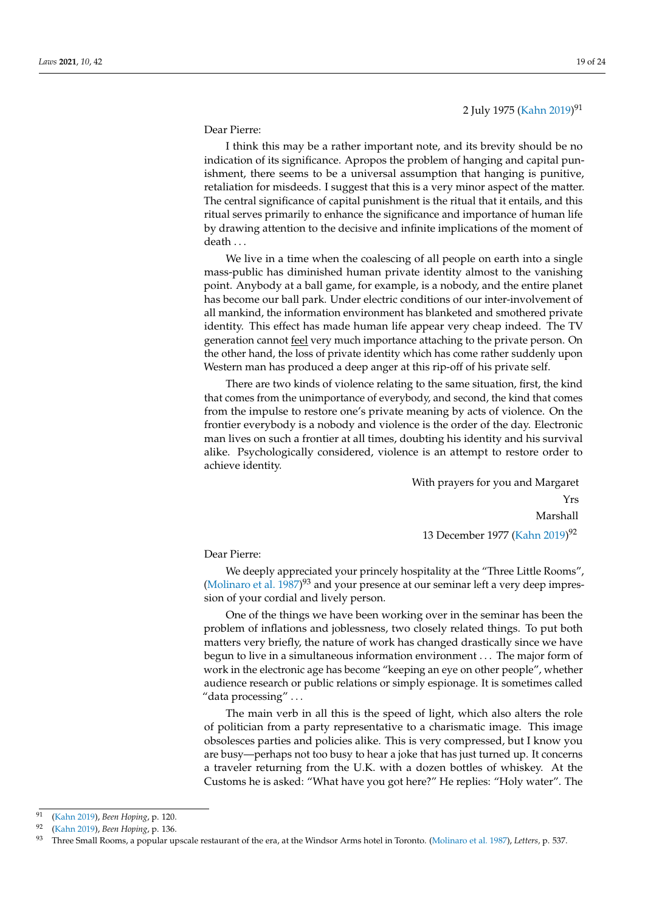2 July 1975 (Kahn 2019)[91]

Dear Pierre:

I think this may be a rather important note, and its brevity should be no indication of its significance. Apropos the problem of hanging and capital punishment, there seems to be a universal assumption that hanging is punitive, retaliation for misdeeds. I suggest that this is a very minor aspect of the matter. The central significance of capital punishment is the ritual that it entails, and this ritual serves primarily to enhance the significance and importance of human life by drawing attention to the decisive and infinite implications of the moment of death . . .

We live in a time when the coalescing of all people on earth into a single mass-public has diminished human private identity almost to the vanishing point. Anybody at a ball game, for example, is a nobody, and the entire planet has become our ball park. Under electric conditions of our inter-involvement of all mankind, the information environment has blanketed and smothered private identity. This effect has made human life appear very cheap indeed. The TV generation cannot <u>feel</u> very much importance attaching to the private person. On the other hand, the loss of private identity which has come rather suddenly upon Western man has produced a deep anger at this rip-off of his private self.

There are two kinds of violence relating to the same situation, first, the kind that comes from the unimportance of everybody, and second, the kind that comes from the impulse to restore one's private meaning by acts of violence. On the frontier everybody is a nobody and violence is the order of the day. Electronic man lives on such a frontier at all times, doubting his identity and his survival alike. Psychologically considered, violence is an attempt to restore order to achieve identity.

With prayers for you and Margaret

Yrs

Marshall

13 December 1977 (Kahn 2019)[92]

Dear Pierre:

We deeply appreciated your princely hospitality at the "Three Little Rooms", (Molinaro et al. 1987)[93] and your presence at our seminar left a very deep impression of your cordial and lively person.

One of the things we have been working over in the seminar has been the problem of inflations and joblessness, two closely related things. To put both matters very briefly, the nature of work has changed drastically since we have begun to live in a simultaneous information environment . . . The major form of work in the electronic age has become "keeping an eye on other people", whether audience research or public relations or simply espionage. It is sometimes called "data processing" . . .

The main verb in all this is the speed of light, which also alters the role of politician from a party representative to a charismatic image. This image obsolesces parties and policies alike. This is very compressed, but I know you are busy—perhaps not too busy to hear a joke that has just turned up. It concerns a traveler returning from the U.K. with a dozen bottles of whiskey. At the Customs he is asked: "What have you got here?" He replies: "Holy water". The

[91] (Kahn 2019), *Been Hoping*, p. 120.

[92] (Kahn 2019), *Been Hoping*, p. 136.

[93] Three Small Rooms, a popular upscale restaurant of the era, at the Windsor Arms hotel in Toronto. (Molinaro et al. 1987), *Letters*, p. 537.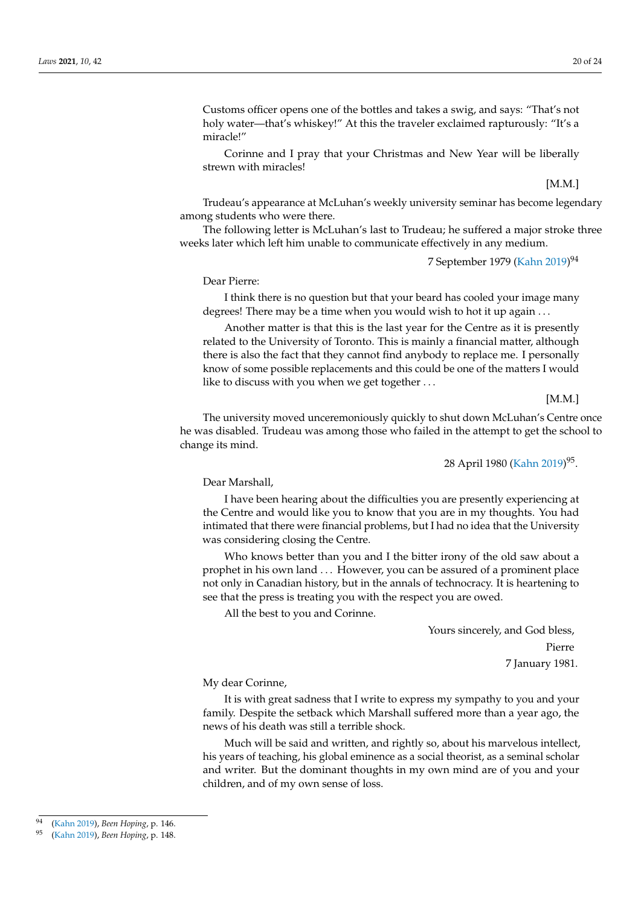Customs officer opens one of the bottles and takes a swig, and says: "That's not holy water—that's whiskey!" At this the traveler exclaimed rapturously: "It's a miracle!"

Corinne and I pray that your Christmas and New Year will be liberally strewn with miracles!

[M.M.]

Trudeau's appearance at McLuhan's weekly university seminar has become legendary among students who were there.

The following letter is McLuhan's last to Trudeau; he suffered a major stroke three weeks later which left him unable to communicate effectively in any medium.

7 September 1979 (Kahn 2019)[94]

Dear Pierre:

I think there is no question but that your beard has cooled your image many degrees! There may be a time when you would wish to hot it up again . . .

Another matter is that this is the last year for the Centre as it is presently related to the University of Toronto. This is mainly a financial matter, although there is also the fact that they cannot find anybody to replace me. I personally know of some possible replacements and this could be one of the matters I would like to discuss with you when we get together . . .

[M.M.]

The university moved unceremoniously quickly to shut down McLuhan's Centre once he was disabled. Trudeau was among those who failed in the attempt to get the school to change its mind.

28 April 1980 (Kahn 2019)[95].

Dear Marshall,

I have been hearing about the difficulties you are presently experiencing at the Centre and would like you to know that you are in my thoughts. You had intimated that there were financial problems, but I had no idea that the University was considering closing the Centre.

Who knows better than you and I the bitter irony of the old saw about a prophet in his own land . . . However, you can be assured of a prominent place not only in Canadian history, but in the annals of technocracy. It is heartening to see that the press is treating you with the respect you are owed.

All the best to you and Corinne.

Yours sincerely, and God bless,

Pierre

7 January 1981.

My dear Corinne,

It is with great sadness that I write to express my sympathy to you and your family. Despite the setback which Marshall suffered more than a year ago, the news of his death was still a terrible shock.

Much will be said and written, and rightly so, about his marvelous intellect, his years of teaching, his global eminence as a social theorist, as a seminal scholar and writer. But the dominant thoughts in my own mind are of you and your children, and of my own sense of loss.

---

[94] (Kahn 2019), *Been Hoping*, p. 146.

[95] (Kahn 2019), *Been Hoping*, p. 148.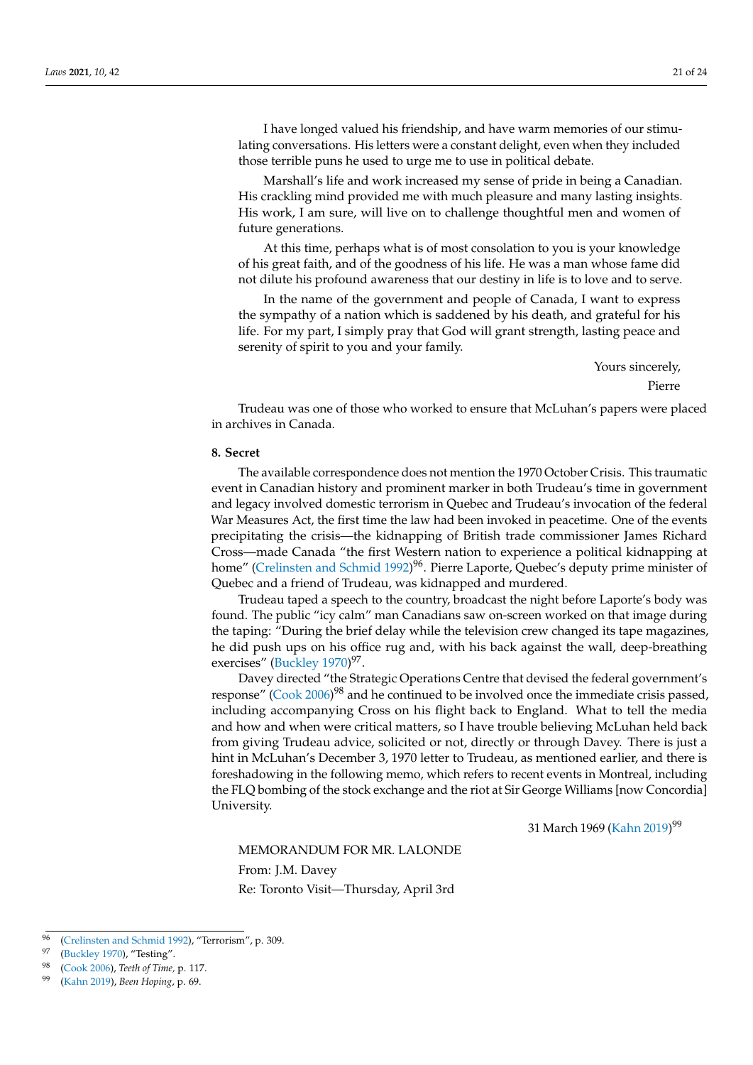I have longed valued his friendship, and have warm memories of our stimulating conversations. His letters were a constant delight, even when they included those terrible puns he used to urge me to use in political debate.

Marshall's life and work increased my sense of pride in being a Canadian. His crackling mind provided me with much pleasure and many lasting insights. His work, I am sure, will live on to challenge thoughtful men and women of future generations.

At this time, perhaps what is of most consolation to you is your knowledge of his great faith, and of the goodness of his life. He was a man whose fame did not dilute his profound awareness that our destiny in life is to love and to serve.

In the name of the government and people of Canada, I want to express the sympathy of a nation which is saddened by his death, and grateful for his life. For my part, I simply pray that God will grant strength, lasting peace and serenity of spirit to you and your family.

Yours sincerely,

Pierre

Trudeau was one of those who worked to ensure that McLuhan's papers were placed in archives in Canada.

## 8. Secret

The available correspondence does not mention the 1970 October Crisis. This traumatic event in Canadian history and prominent marker in both Trudeau's time in government and legacy involved domestic terrorism in Quebec and Trudeau's invocation of the federal War Measures Act, the first time the law had been invoked in peacetime. One of the events precipitating the crisis—the kidnapping of British trade commissioner James Richard Cross—made Canada "the first Western nation to experience a political kidnapping at home" (Crelinsten and Schmid 1992)[96]. Pierre Laporte, Quebec's deputy prime minister of Quebec and a friend of Trudeau, was kidnapped and murdered.

Trudeau taped a speech to the country, broadcast the night before Laporte's body was found. The public "icy calm" man Canadians saw on-screen worked on that image during the taping: "During the brief delay while the television crew changed its tape magazines, he did push ups on his office rug and, with his back against the wall, deep-breathing exercises" (Buckley 1970)[97].

Davey directed "the Strategic Operations Centre that devised the federal government's response" (Cook 2006)[98] and he continued to be involved once the immediate crisis passed, including accompanying Cross on his flight back to England. What to tell the media and how and when were critical matters, so I have trouble believing McLuhan held back from giving Trudeau advice, solicited or not, directly or through Davey. There is just a hint in McLuhan's December 3, 1970 letter to Trudeau, as mentioned earlier, and there is foreshadowing in the following memo, which refers to recent events in Montreal, including the FLQ bombing of the stock exchange and the riot at Sir George Williams [now Concordia] University.

31 March 1969 (Kahn 2019)[99]

MEMORANDUM FOR MR. LALONDE

From: J.M. Davey

Re: Toronto Visit—Thursday, April 3rd

---

[96] (Crelinsten and Schmid 1992), "Terrorism", p. 309.

[97] (Buckley 1970), "Testing".

[98] (Cook 2006), *Teeth of Time*, p. 117.

[99] (Kahn 2019), *Been Hoping*, p. 69.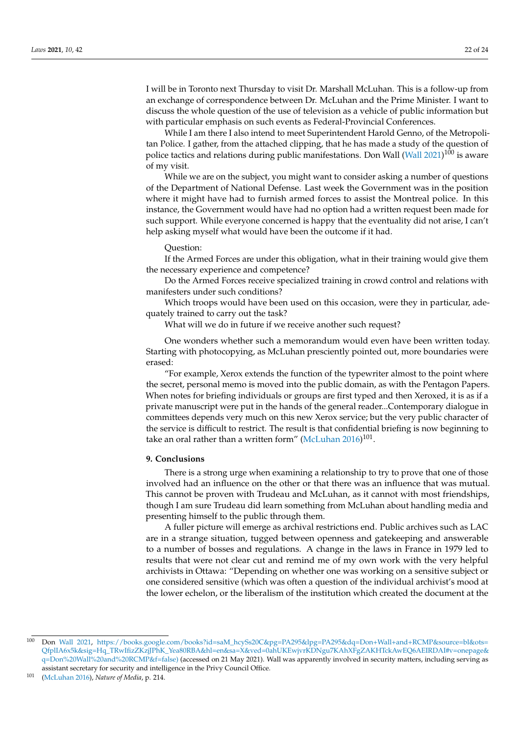I will be in Toronto next Thursday to visit Dr. Marshall McLuhan. This is a follow-up from an exchange of correspondence between Dr. McLuhan and the Prime Minister. I want to discuss the whole question of the use of television as a vehicle of public information but with particular emphasis on such events as Federal-Provincial Conferences.

While I am there I also intend to meet Superintendent Harold Genno, of the Metropolitan Police. I gather, from the attached clipping, that he has made a study of the question of police tactics and relations during public manifestations. Don Wall (Wall 2021)[100] is aware of my visit.

While we are on the subject, you might want to consider asking a number of questions of the Department of National Defense. Last week the Government was in the position where it might have had to furnish armed forces to assist the Montreal police. In this instance, the Government would have had no option had a written request been made for such support. While everyone concerned is happy that the eventuality did not arise, I can't help asking myself what would have been the outcome if it had.

Question:

If the Armed Forces are under this obligation, what in their training would give them the necessary experience and competence?

Do the Armed Forces receive specialized training in crowd control and relations with manifesters under such conditions?

Which troops would have been used on this occasion, were they in particular, adequately trained to carry out the task?

What will we do in future if we receive another such request?

One wonders whether such a memorandum would even have been written today. Starting with photocopying, as McLuhan presciently pointed out, more boundaries were erased:

"For example, Xerox extends the function of the typewriter almost to the point where the secret, personal memo is moved into the public domain, as with the Pentagon Papers. When notes for briefing individuals or groups are first typed and then Xeroxed, it is as if a private manuscript were put in the hands of the general reader...Contemporary dialogue in committees depends very much on this new Xerox service; but the very public character of the service is difficult to restrict. The result is that confidential briefing is now beginning to take an oral rather than a written form" (McLuhan 2016)[101].

## 9. Conclusions

There is a strong urge when examining a relationship to try to prove that one of those involved had an influence on the other or that there was an influence that was mutual. This cannot be proven with Trudeau and McLuhan, as it cannot with most friendships, though I am sure Trudeau did learn something from McLuhan about handling media and presenting himself to the public through them.

A fuller picture will emerge as archival restrictions end. Public archives such as LAC are in a strange situation, tugged between openness and gatekeeping and answerable to a number of bosses and regulations. A change in the laws in France in 1979 led to results that were not clear cut and remind me of my own work with the very helpful archivists in Ottawa: "Depending on whether one was working on a sensitive subject or one considered sensitive (which was often a question of the individual archivist's mood at the lower echelon, or the liberalism of the institution which created the document at the

---

[100] Don Wall 2021, https://books.google.com/books?id=saM_hcySs20C&pg=PA295&lpg=PA295&dq=Don+Wall+and+RCMP&source=bl&ots=QfplIA6x5k&sig=Hq_TRwIfizZKzjJPhK_Yea80RBA&hl=en&sa=X&ved=0ahUKEwjvrKDNgu7KAhXFgZAKHTckAwEQ6AEIRDAI#v=onepage&q=Don%20Wall%20and%20RCMP&f=false) (accessed on 21 May 2021). Wall was apparently involved in security matters, including serving as assistant secretary for security and intelligence in the Privy Council Office.

[101] (McLuhan 2016), *Nature of Media*, p. 214.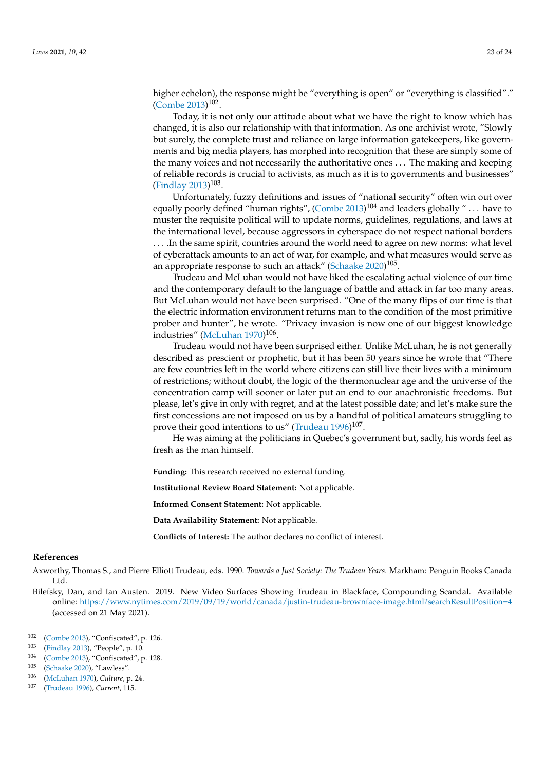higher echelon), the response might be "everything is open" or "everything is classified"." (Combe 2013)[102].

Today, it is not only our attitude about what we have the right to know which has changed, it is also our relationship with that information. As one archivist wrote, "Slowly but surely, the complete trust and reliance on large information gatekeepers, like governments and big media players, has morphed into recognition that these are simply some of the many voices and not necessarily the authoritative ones . . . The making and keeping of reliable records is crucial to activists, as much as it is to governments and businesses" (Findlay 2013)[103].

Unfortunately, fuzzy definitions and issues of "national security" often win out over equally poorly defined "human rights", (Combe 2013)[104] and leaders globally " . . . have to muster the requisite political will to update norms, guidelines, regulations, and laws at the international level, because aggressors in cyberspace do not respect national borders . . . .In the same spirit, countries around the world need to agree on new norms: what level of cyberattack amounts to an act of war, for example, and what measures would serve as an appropriate response to such an attack" (Schaake 2020)[105].

Trudeau and McLuhan would not have liked the escalating actual violence of our time and the contemporary default to the language of battle and attack in far too many areas. But McLuhan would not have been surprised. "One of the many flips of our time is that the electric information environment returns man to the condition of the most primitive prober and hunter", he wrote. "Privacy invasion is now one of our biggest knowledge industries" (McLuhan 1970)[106].

Trudeau would not have been surprised either. Unlike McLuhan, he is not generally described as prescient or prophetic, but it has been 50 years since he wrote that "There are few countries left in the world where citizens can still live their lives with a minimum of restrictions; without doubt, the logic of the thermonuclear age and the universe of the concentration camp will sooner or later put an end to our anachronistic freedoms. But please, let's give in only with regret, and at the latest possible date; and let's make sure the first concessions are not imposed on us by a handful of political amateurs struggling to prove their good intentions to us" (Trudeau 1996)[107].

He was aiming at the politicians in Quebec's government but, sadly, his words feel as fresh as the man himself.

**Funding:** This research received no external funding.

**Institutional Review Board Statement:** Not applicable.

**Informed Consent Statement:** Not applicable.

**Data Availability Statement:** Not applicable.

**Conflicts of Interest:** The author declares no conflict of interest.

## References

Axworthy, Thomas S., and Pierre Elliott Trudeau, eds. 1990. *Towards a Just Society: The Trudeau Years.* Markham: Penguin Books Canada Ltd.

Bilefsky, Dan, and Ian Austen. 2019. New Video Surfaces Showing Trudeau in Blackface, Compounding Scandal. Available online: https://www.nytimes.com/2019/09/19/world/canada/justin-trudeau-brownface-image.html?searchResultPosition=4 (accessed on 21 May 2021).

[102] (Combe 2013), "Confiscated", p. 126.
[103] (Findlay 2013), "People", p. 10.
[104] (Combe 2013), "Confiscated", p. 128.
[105] (Schaake 2020), "Lawless".
[106] (McLuhan 1970), *Culture*, p. 24.
[107] (Trudeau 1996), *Current*, 115.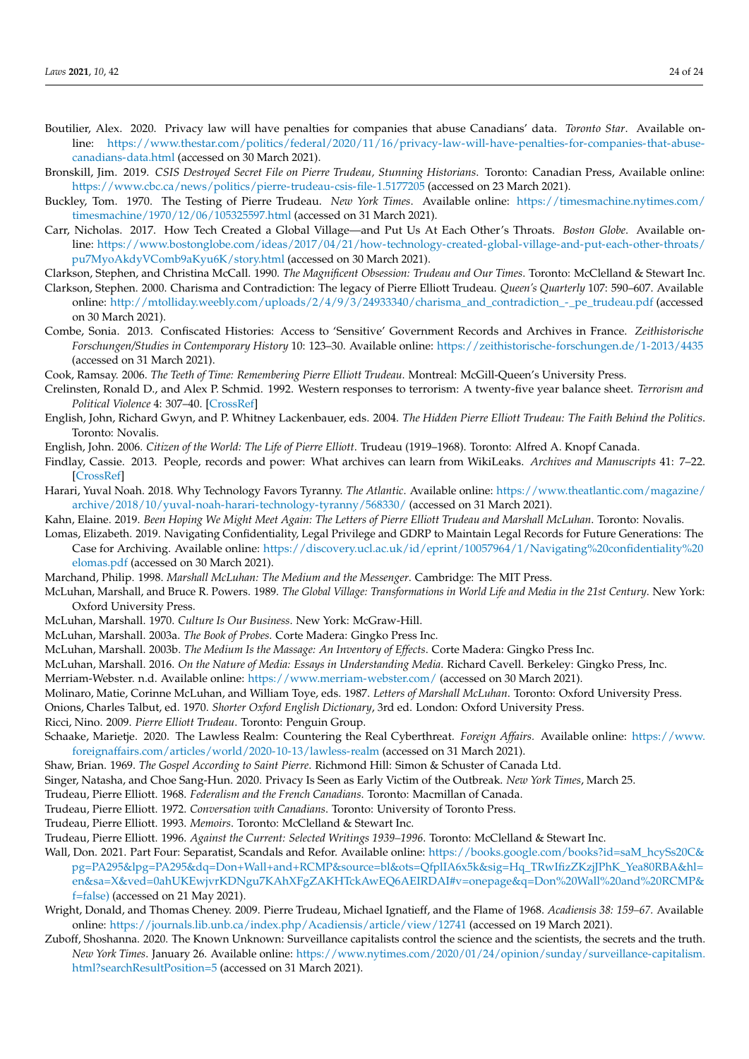Boutilier, Alex. 2020. Privacy law will have penalties for companies that abuse Canadians' data. *Toronto Star*. Available online: https://www.thestar.com/politics/federal/2020/11/16/privacy-law-will-have-penalties-for-companies-that-abuse-canadians-data.html (accessed on 30 March 2021).

Bronskill, Jim. 2019. *CSIS Destroyed Secret File on Pierre Trudeau, Stunning Historians*. Toronto: Canadian Press, Available online: https://www.cbc.ca/news/politics/pierre-trudeau-csis-file-1.5177205 (accessed on 23 March 2021).

Buckley, Tom. 1970. The Testing of Pierre Trudeau. *New York Times*. Available online: https://timesmachine.nytimes.com/timesmachine/1970/12/06/105325597.html (accessed on 31 March 2021).

Carr, Nicholas. 2017. How Tech Created a Global Village—and Put Us At Each Other's Throats. *Boston Globe*. Available online: https://www.bostonglobe.com/ideas/2017/04/21/how-technology-created-global-village-and-put-each-other-throats/pu7MyoAkdyVComb9aKyu6K/story.html (accessed on 30 March 2021).

Clarkson, Stephen, and Christina McCall. 1990. *The Magnificent Obsession: Trudeau and Our Times*. Toronto: McClelland & Stewart Inc.

Clarkson, Stephen. 2000. Charisma and Contradiction: The legacy of Pierre Elliott Trudeau. *Queen's Quarterly* 107: 590–607. Available online: http://mtolliday.weebly.com/uploads/2/4/9/3/24933340/charisma_and_contradiction_-_pe_trudeau.pdf (accessed on 30 March 2021).

Combe, Sonia. 2013. Confiscated Histories: Access to 'Sensitive' Government Records and Archives in France. *Zeithistorische Forschungen/Studies in Contemporary History* 10: 123–30. Available online: https://zeithistorische-forschungen.de/1-2013/4435 (accessed on 31 March 2021).

Cook, Ramsay. 2006. *The Teeth of Time: Remembering Pierre Elliott Trudeau*. Montreal: McGill-Queen's University Press.

Crelinsten, Ronald D., and Alex P. Schmid. 1992. Western responses to terrorism: A twenty-five year balance sheet. *Terrorism and Political Violence* 4: 307–40. [CrossRef]

English, John, Richard Gwyn, and P. Whitney Lackenbauer, eds. 2004. *The Hidden Pierre Elliott Trudeau: The Faith Behind the Politics*. Toronto: Novalis.

English, John. 2006. *Citizen of the World: The Life of Pierre Elliott*. Trudeau (1919–1968). Toronto: Alfred A. Knopf Canada.

Findlay, Cassie. 2013. People, records and power: What archives can learn from WikiLeaks. *Archives and Manuscripts* 41: 7–22. [CrossRef]

Harari, Yuval Noah. 2018. Why Technology Favors Tyranny. *The Atlantic*. Available online: https://www.theatlantic.com/magazine/archive/2018/10/yuval-noah-harari-technology-tyranny/568330/ (accessed on 31 March 2021).

Kahn, Elaine. 2019. *Been Hoping We Might Meet Again: The Letters of Pierre Elliott Trudeau and Marshall McLuhan*. Toronto: Novalis.

Lomas, Elizabeth. 2019. Navigating Confidentiality, Legal Privilege and GDRP to Maintain Legal Records for Future Generations: The Case for Archiving. Available online: https://discovery.ucl.ac.uk/id/eprint/10057964/1/Navigating%20confidentiality%20elomas.pdf (accessed on 30 March 2021).

Marchand, Philip. 1998. *Marshall McLuhan: The Medium and the Messenger*. Cambridge: The MIT Press.

McLuhan, Marshall, and Bruce R. Powers. 1989. *The Global Village: Transformations in World Life and Media in the 21st Century*. New York: Oxford University Press.

McLuhan, Marshall. 1970. *Culture Is Our Business*. New York: McGraw-Hill.

McLuhan, Marshall. 2003a. *The Book of Probes*. Corte Madera: Gingko Press Inc.

McLuhan, Marshall. 2003b. *The Medium Is the Massage: An Inventory of Effects*. Corte Madera: Gingko Press Inc.

McLuhan, Marshall. 2016. *On the Nature of Media: Essays in Understanding Media*. Richard Cavell. Berkeley: Gingko Press, Inc.

Merriam-Webster. n.d. Available online: https://www.merriam-webster.com/ (accessed on 30 March 2021).

Molinaro, Matie, Corinne McLuhan, and William Toye, eds. 1987. *Letters of Marshall McLuhan*. Toronto: Oxford University Press.

Onions, Charles Talbut, ed. 1970. *Shorter Oxford English Dictionary*, 3rd ed. London: Oxford University Press.

Ricci, Nino. 2009. *Pierre Elliott Trudeau*. Toronto: Penguin Group.

Schaake, Marietje. 2020. The Lawless Realm: Countering the Real Cyberthreat. *Foreign Affairs*. Available online: https://www.foreignaffairs.com/articles/world/2020-10-13/lawless-realm (accessed on 31 March 2021).

Shaw, Brian. 1969. *The Gospel According to Saint Pierre*. Richmond Hill: Simon & Schuster of Canada Ltd.

Singer, Natasha, and Choe Sang-Hun. 2020. Privacy Is Seen as Early Victim of the Outbreak. *New York Times*, March 25.

Trudeau, Pierre Elliott. 1968. *Federalism and the French Canadians*. Toronto: Macmillan of Canada.

Trudeau, Pierre Elliott. 1972. *Conversation with Canadians*. Toronto: University of Toronto Press.

Trudeau, Pierre Elliott. 1993. *Memoirs*. Toronto: McClelland & Stewart Inc.

Trudeau, Pierre Elliott. 1996. *Against the Current: Selected Writings 1939–1996*. Toronto: McClelland & Stewart Inc.

Wall, Don. 2021. Part Four: Separatist, Scandals and Refor. Available online: https://books.google.com/books?id=saM_hcySs20C&pg=PA295&lpg=PA295&dq=Don+Wall+and+RCMP&source=bl&ots=QfplIA6x5k&sig=Hq_TRwIfizZKzjJPhK_Yea80RBA&hl=en&sa=X&ved=0ahUKEwjvrKDNgu7KAhXFgZAKHTckAwEQ6AEIRDAI#v=onepage&q=Don%20Wall%20and%20RCMP&f=false) (accessed on 21 May 2021).

Wright, Donald, and Thomas Cheney. 2009. Pierre Trudeau, Michael Ignatieff, and the Flame of 1968. *Acadiensis 38: 159–67*. Available online: https://journals.lib.unb.ca/index.php/Acadiensis/article/view/12741 (accessed on 19 March 2021).

Zuboff, Shoshanna. 2020. The Known Unknown: Surveillance capitalists control the science and the scientists, the secrets and the truth. *New York Times*. January 26. Available online: https://www.nytimes.com/2020/01/24/opinion/sunday/surveillance-capitalism.html?searchResultPosition=5 (accessed on 31 March 2021).